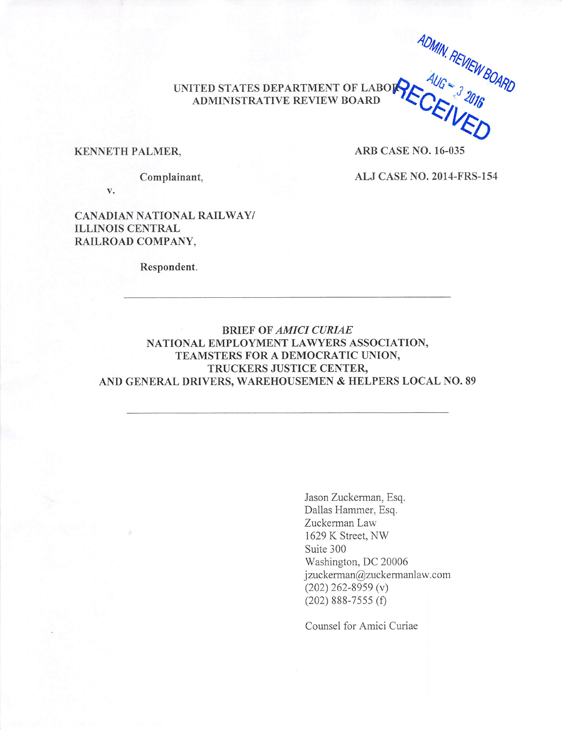ADMIN. REVIEW BOARD
AUG - 3 2016
RECEIVED

UNITED STATES DEPARTMENT OF LABOR
ADMINISTRATIVE REVIEW BOARD

KENNETH PALMER,

Complainant,

v.

CANADIAN NATIONAL RAILWAY/
ILLINOIS CENTRAL
RAILROAD COMPANY,

Respondent.

ARB CASE NO. 16-035

ALJ CASE NO. 2014-FRS-154

---

**BRIEF OF *AMICI CURIAE***
**NATIONAL EMPLOYMENT LAWYERS ASSOCIATION,**
**TEAMSTERS FOR A DEMOCRATIC UNION,**
**TRUCKERS JUSTICE CENTER,**
**AND GENERAL DRIVERS, WAREHOUSEMEN & HELPERS LOCAL NO. 89**

---

Jason Zuckerman, Esq.
Dallas Hammer, Esq.
Zuckerman Law
1629 K Street, NW
Suite 300
Washington, DC 20006
jzuckerman@zuckermanlaw.com
(202) 262-8959 (v)
(202) 888-7555 (f)

Counsel for Amici Curiae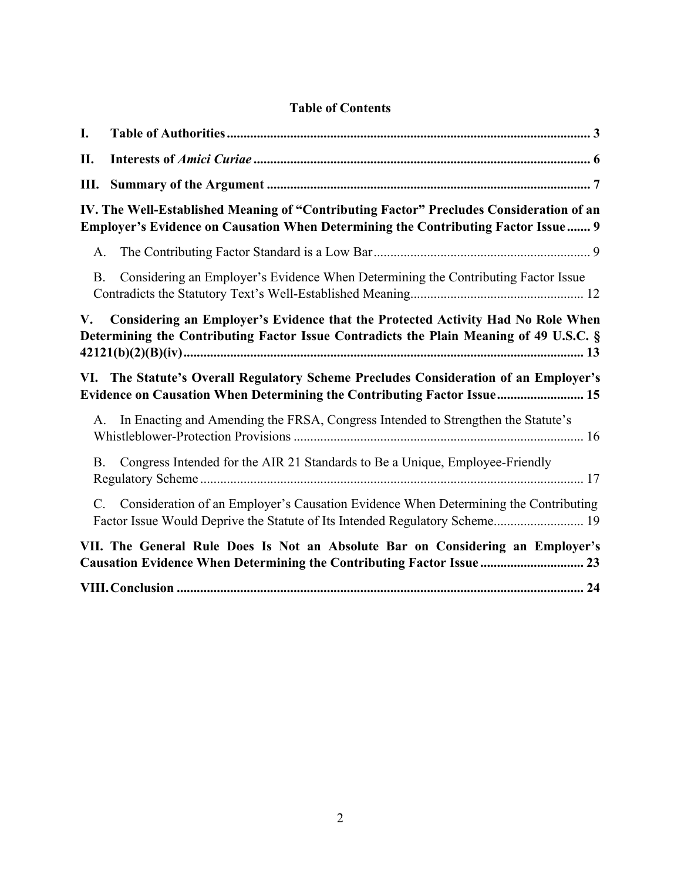## Table of Contents

**I. Table of Authorities** ..... **3**

**II. Interests of *Amici Curiae*** ..... **6**

**III. Summary of the Argument** ..... **7**

**IV. The Well-Established Meaning of "Contributing Factor" Precludes Consideration of an Employer's Evidence on Causation When Determining the Contributing Factor Issue** ..... **9**

- A. The Contributing Factor Standard is a Low Bar ..... 9
- B. Considering an Employer's Evidence When Determining the Contributing Factor Issue Contradicts the Statutory Text's Well-Established Meaning ..... 12

**V. Considering an Employer's Evidence that the Protected Activity Had No Role When Determining the Contributing Factor Issue Contradicts the Plain Meaning of 49 U.S.C. § 42121(b)(2)(B)(iv)** ..... **13**

**VI. The Statute's Overall Regulatory Scheme Precludes Consideration of an Employer's Evidence on Causation When Determining the Contributing Factor Issue** ..... **15**

- A. In Enacting and Amending the FRSA, Congress Intended to Strengthen the Statute's Whistleblower-Protection Provisions ..... 16
- B. Congress Intended for the AIR 21 Standards to Be a Unique, Employee-Friendly Regulatory Scheme ..... 17
- C. Consideration of an Employer's Causation Evidence When Determining the Contributing Factor Issue Would Deprive the Statute of Its Intended Regulatory Scheme ..... 19

**VII. The General Rule Does Is Not an Absolute Bar on Considering an Employer's Causation Evidence When Determining the Contributing Factor Issue** ..... **23**

**VIII. Conclusion** ..... **24**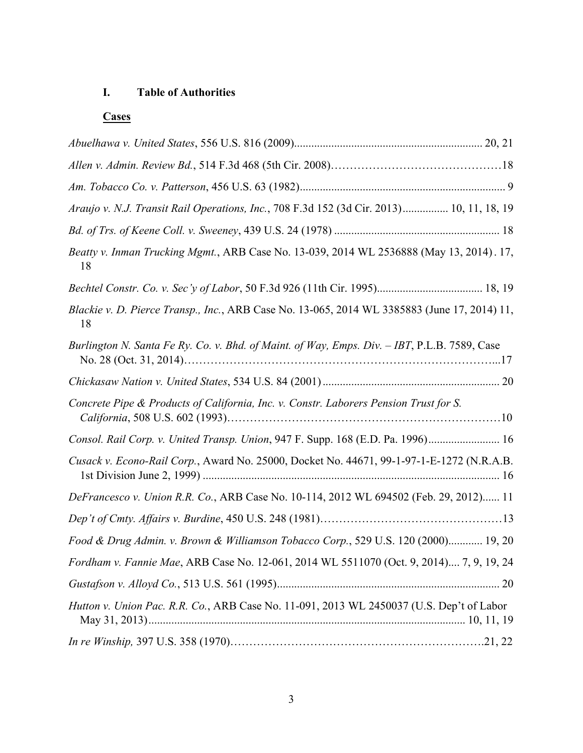## I. Table of Authorities

### Cases

*Abuelhawa v. United States*, 556 U.S. 816 (2009)................................................................. 20, 21

*Allen v. Admin. Review Bd.*, 514 F.3d 468 (5th Cir. 2008)……………………………………18

*Am. Tobacco Co. v. Patterson*, 456 U.S. 63 (1982)........................................................................ 9

*Araujo v. N.J. Transit Rail Operations, Inc.*, 708 F.3d 152 (3d Cir. 2013)................ 10, 11, 18, 19

*Bd. of Trs. of Keene Coll. v. Sweeney*, 439 U.S. 24 (1978) ......................................................... 18

*Beatty v. Inman Trucking Mgmt.*, ARB Case No. 13-039, 2014 WL 2536888 (May 13, 2014) . 17, 18

*Bechtel Constr. Co. v. Sec'y of Labor*, 50 F.3d 926 (11th Cir. 1995)..................................... 18, 19

*Blackie v. D. Pierce Transp., Inc.*, ARB Case No. 13-065, 2014 WL 3385883 (June 17, 2014) 11, 18

*Burlington N. Santa Fe Ry. Co. v. Bhd. of Maint. of Way, Emps. Div. – IBT*, P.L.B. 7589, Case No. 28 (Oct. 31, 2014)………………………………………………………………………...17

*Chickasaw Nation v. United States*, 534 U.S. 84 (2001) ............................................................. 20

*Concrete Pipe & Products of California, Inc. v. Constr. Laborers Pension Trust for S. California*, 508 U.S. 602 (1993)……………………………………………………………10

*Consol. Rail Corp. v. United Transp. Union*, 947 F. Supp. 168 (E.D. Pa. 1996)......................... 16

*Cusack v. Econo-Rail Corp.*, Award No. 25000, Docket No. 44671, 99-1-97-1-E-1272 (N.R.A.B. 1st Division June 2, 1999) ....................................................................................................... 16

*DeFrancesco v. Union R.R. Co.*, ARB Case No. 10-114, 2012 WL 694502 (Feb. 29, 2012)...... 11

*Dep't of Cmty. Affairs v. Burdine*, 450 U.S. 248 (1981)…………………………………………13

*Food & Drug Admin. v. Brown & Williamson Tobacco Corp.*, 529 U.S. 120 (2000)............ 19, 20

*Fordham v. Fannie Mae*, ARB Case No. 12-061, 2014 WL 5511070 (Oct. 9, 2014).... 7, 9, 19, 24

*Gustafson v. Alloyd Co.*, 513 U.S. 561 (1995)............................................................................. 20

*Hutton v. Union Pac. R.R. Co.*, ARB Case No. 11-091, 2013 WL 2450037 (U.S. Dep't of Labor May 31, 2013)............................................................................................................. 10, 11, 19

*In re Winship,* 397 U.S. 358 (1970)……………………………………………………….21, 22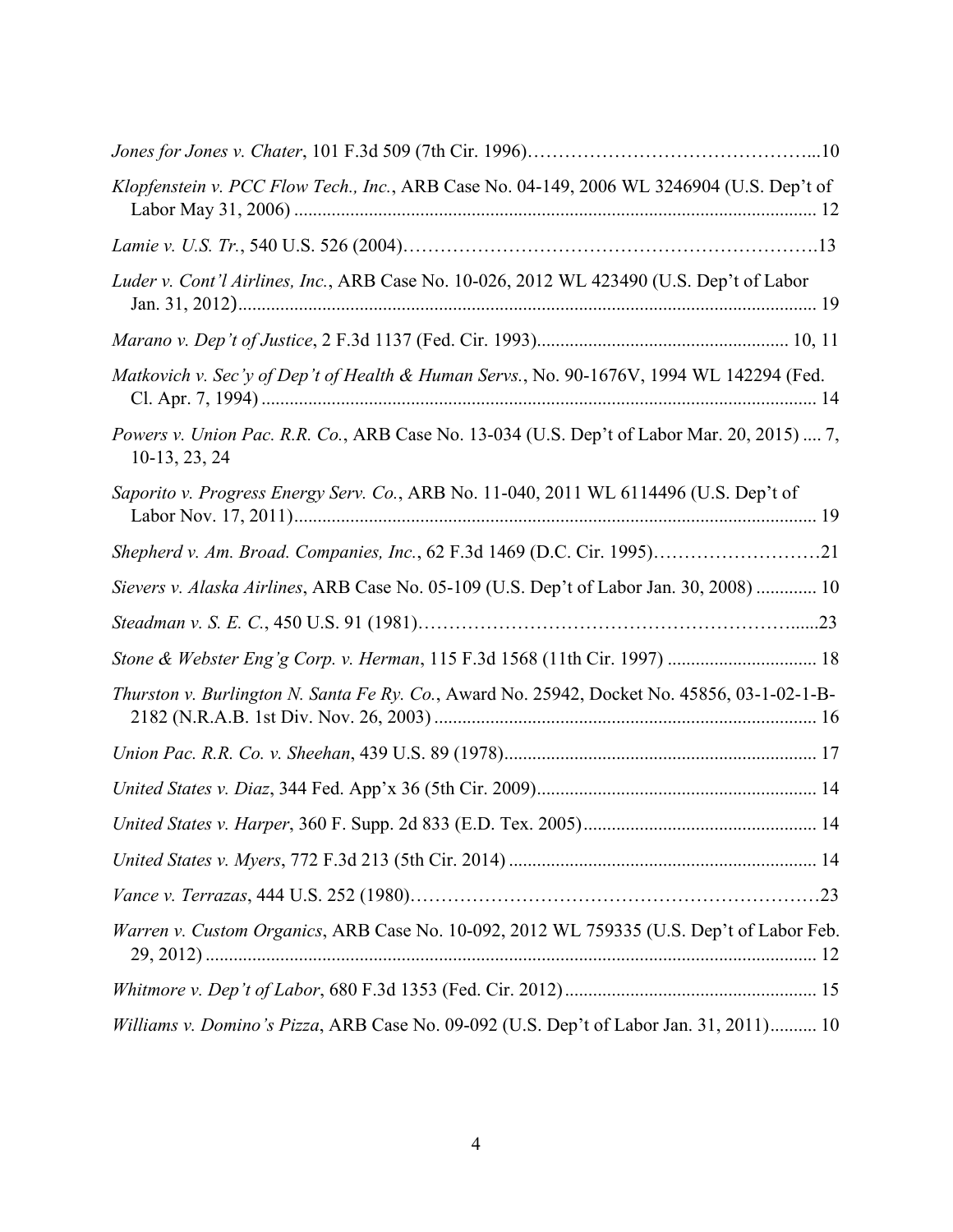*Jones for Jones v. Chater*, 101 F.3d 509 (7th Cir. 1996)……………………………………...10

*Klopfenstein v. PCC Flow Tech., Inc.*, ARB Case No. 04-149, 2006 WL 3246904 (U.S. Dep't of Labor May 31, 2006) ............................................................................................................... 12

*Lamie v. U.S. Tr.*, 540 U.S. 526 (2004)……………………………………………………….13

*Luder v. Cont'l Airlines, Inc.*, ARB Case No. 10-026, 2012 WL 423490 (U.S. Dep't of Labor Jan. 31, 2012)........................................................................................................................... 19

*Marano v. Dep't of Justice*, 2 F.3d 1137 (Fed. Cir. 1993)...................................................... 10, 11

*Matkovich v. Sec'y of Dep't of Health & Human Servs.*, No. 90-1676V, 1994 WL 142294 (Fed. Cl. Apr. 7, 1994) ...................................................................................................................... 14

*Powers v. Union Pac. R.R. Co.*, ARB Case No. 13-034 (U.S. Dep't of Labor Mar. 20, 2015) .... 7, 10-13, 23, 24

*Saporito v. Progress Energy Serv. Co.*, ARB No. 11-040, 2011 WL 6114496 (U.S. Dep't of Labor Nov. 17, 2011)............................................................................................................... 19

*Shepherd v. Am. Broad. Companies, Inc.*, 62 F.3d 1469 (D.C. Cir. 1995)………………………21

*Sievers v. Alaska Airlines*, ARB Case No. 05-109 (U.S. Dep't of Labor Jan. 30, 2008) ............. 10

*Steadman v. S. E. C.*, 450 U.S. 91 (1981)…………………………………………………......23

*Stone & Webster Eng'g Corp. v. Herman*, 115 F.3d 1568 (11th Cir. 1997) ................................ 18

*Thurston v. Burlington N. Santa Fe Ry. Co.*, Award No. 25942, Docket No. 45856, 03-1-02-1-B-2182 (N.R.A.B. 1st Div. Nov. 26, 2003) ................................................................................. 16

*Union Pac. R.R. Co. v. Sheehan*, 439 U.S. 89 (1978)................................................................... 17

*United States v. Diaz*, 344 Fed. App'x 36 (5th Cir. 2009)............................................................ 14

*United States v. Harper*, 360 F. Supp. 2d 833 (E.D. Tex. 2005).................................................. 14

*United States v. Myers*, 772 F.3d 213 (5th Cir. 2014) ................................................................. 14

*Vance v. Terrazas*, 444 U.S. 252 (1980)…………………………………………………………23

*Warren v. Custom Organics*, ARB Case No. 10-092, 2012 WL 759335 (U.S. Dep't of Labor Feb. 29, 2012) .................................................................................................................................. 12

*Whitmore v. Dep't of Labor*, 680 F.3d 1353 (Fed. Cir. 2012)...................................................... 15

*Williams v. Domino's Pizza*, ARB Case No. 09-092 (U.S. Dep't of Labor Jan. 31, 2011).......... 10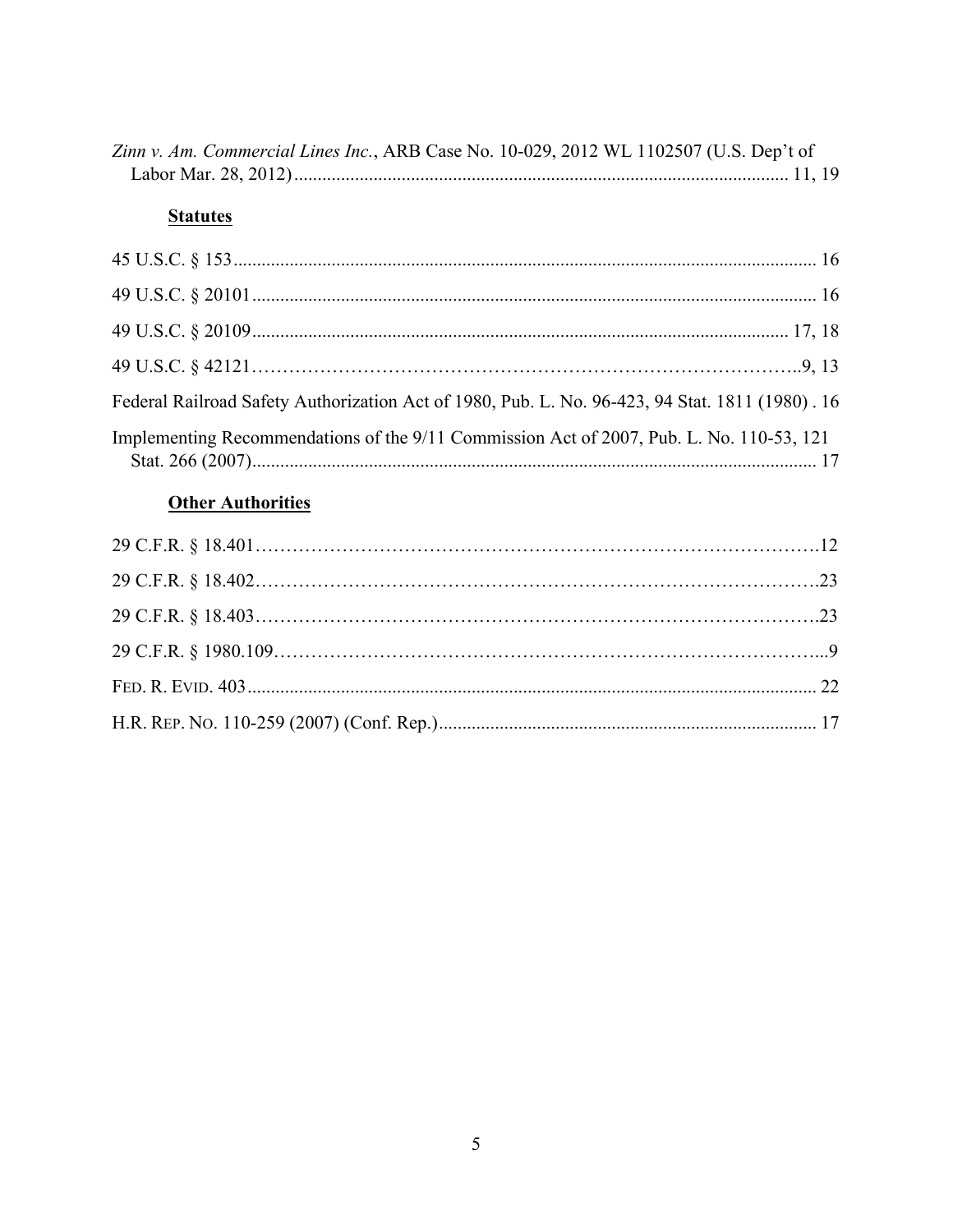*Zinn v. Am. Commercial Lines Inc.*, ARB Case No. 10-029, 2012 WL 1102507 (U.S. Dep't of Labor Mar. 28, 2012) ........................................................................................................ 11, 19

**Statutes**

45 U.S.C. § 153 ........................................................................................................................ 16

49 U.S.C. § 20101 .................................................................................................................... 16

49 U.S.C. § 20109 ............................................................................................................. 17, 18

49 U.S.C. § 42121 ...................................................................................................................9, 13

Federal Railroad Safety Authorization Act of 1980, Pub. L. No. 96-423, 94 Stat. 1811 (1980) . 16

Implementing Recommendations of the 9/11 Commission Act of 2007, Pub. L. No. 110-53, 121 Stat. 266 (2007) ...................................................................................................................... 17

**Other Authorities**

29 C.F.R. § 18.401 .......................................................................................................................12

29 C.F.R. § 18.402 .......................................................................................................................23

29 C.F.R. § 18.403 .......................................................................................................................23

29 C.F.R. § 1980.109 ....................................................................................................................9

FED. R. EVID. 403 ....................................................................................................................... 22

H.R. REP. NO. 110-259 (2007) (Conf. Rep.) ............................................................................... 17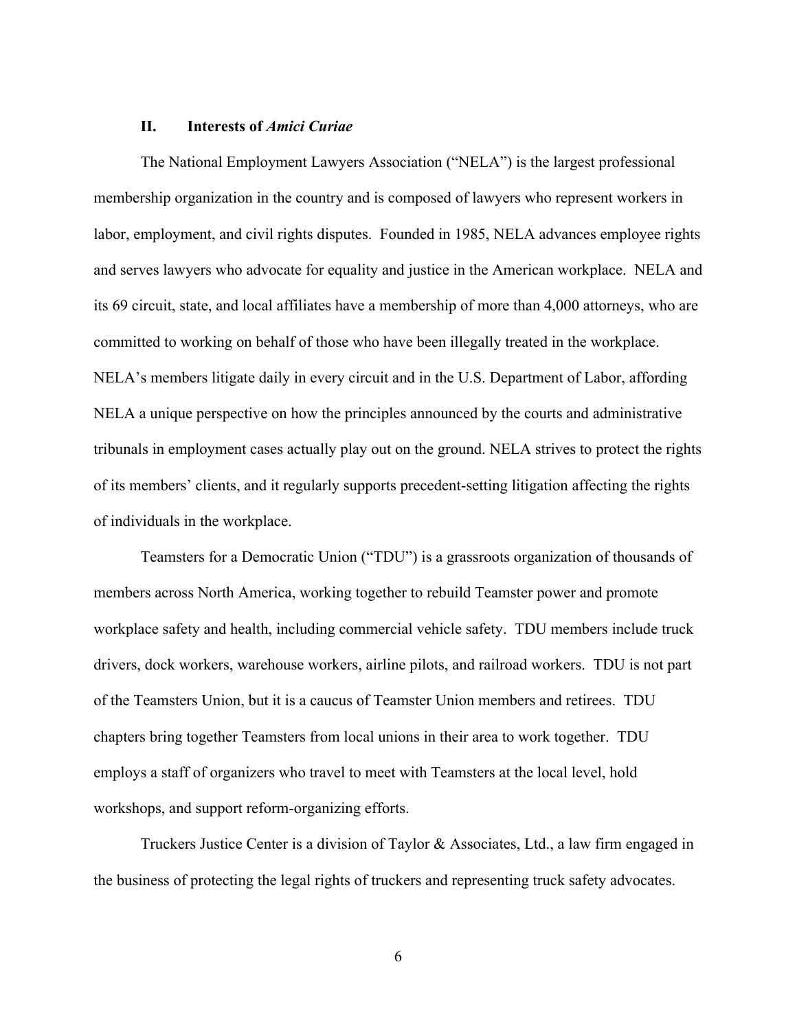## II. Interests of *Amici Curiae*

The National Employment Lawyers Association ("NELA") is the largest professional membership organization in the country and is composed of lawyers who represent workers in labor, employment, and civil rights disputes. Founded in 1985, NELA advances employee rights and serves lawyers who advocate for equality and justice in the American workplace. NELA and its 69 circuit, state, and local affiliates have a membership of more than 4,000 attorneys, who are committed to working on behalf of those who have been illegally treated in the workplace. NELA's members litigate daily in every circuit and in the U.S. Department of Labor, affording NELA a unique perspective on how the principles announced by the courts and administrative tribunals in employment cases actually play out on the ground. NELA strives to protect the rights of its members' clients, and it regularly supports precedent-setting litigation affecting the rights of individuals in the workplace.

Teamsters for a Democratic Union ("TDU") is a grassroots organization of thousands of members across North America, working together to rebuild Teamster power and promote workplace safety and health, including commercial vehicle safety. TDU members include truck drivers, dock workers, warehouse workers, airline pilots, and railroad workers. TDU is not part of the Teamsters Union, but it is a caucus of Teamster Union members and retirees. TDU chapters bring together Teamsters from local unions in their area to work together. TDU employs a staff of organizers who travel to meet with Teamsters at the local level, hold workshops, and support reform-organizing efforts.

Truckers Justice Center is a division of Taylor & Associates, Ltd., a law firm engaged in the business of protecting the legal rights of truckers and representing truck safety advocates.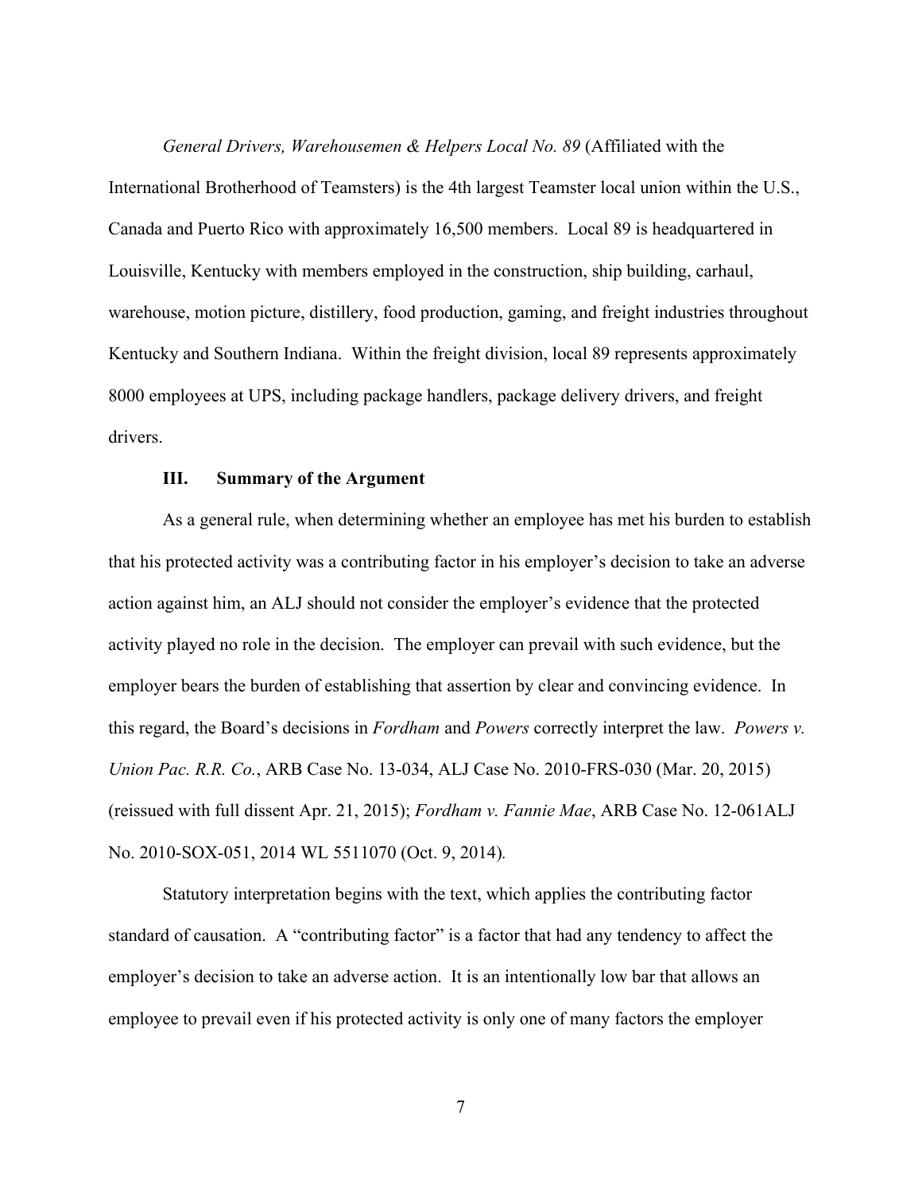*General Drivers, Warehousemen & Helpers Local No. 89* (Affiliated with the International Brotherhood of Teamsters) is the 4th largest Teamster local union within the U.S., Canada and Puerto Rico with approximately 16,500 members. Local 89 is headquartered in Louisville, Kentucky with members employed in the construction, ship building, carhaul, warehouse, motion picture, distillery, food production, gaming, and freight industries throughout Kentucky and Southern Indiana. Within the freight division, local 89 represents approximately 8000 employees at UPS, including package handlers, package delivery drivers, and freight drivers.

## III. Summary of the Argument

As a general rule, when determining whether an employee has met his burden to establish that his protected activity was a contributing factor in his employer's decision to take an adverse action against him, an ALJ should not consider the employer's evidence that the protected activity played no role in the decision. The employer can prevail with such evidence, but the employer bears the burden of establishing that assertion by clear and convincing evidence. In this regard, the Board's decisions in *Fordham* and *Powers* correctly interpret the law. *Powers v. Union Pac. R.R. Co.*, ARB Case No. 13-034, ALJ Case No. 2010-FRS-030 (Mar. 20, 2015) (reissued with full dissent Apr. 21, 2015); *Fordham v. Fannie Mae*, ARB Case No. 12-061ALJ No. 2010-SOX-051, 2014 WL 5511070 (Oct. 9, 2014).

Statutory interpretation begins with the text, which applies the contributing factor standard of causation. A "contributing factor" is a factor that had any tendency to affect the employer's decision to take an adverse action. It is an intentionally low bar that allows an employee to prevail even if his protected activity is only one of many factors the employer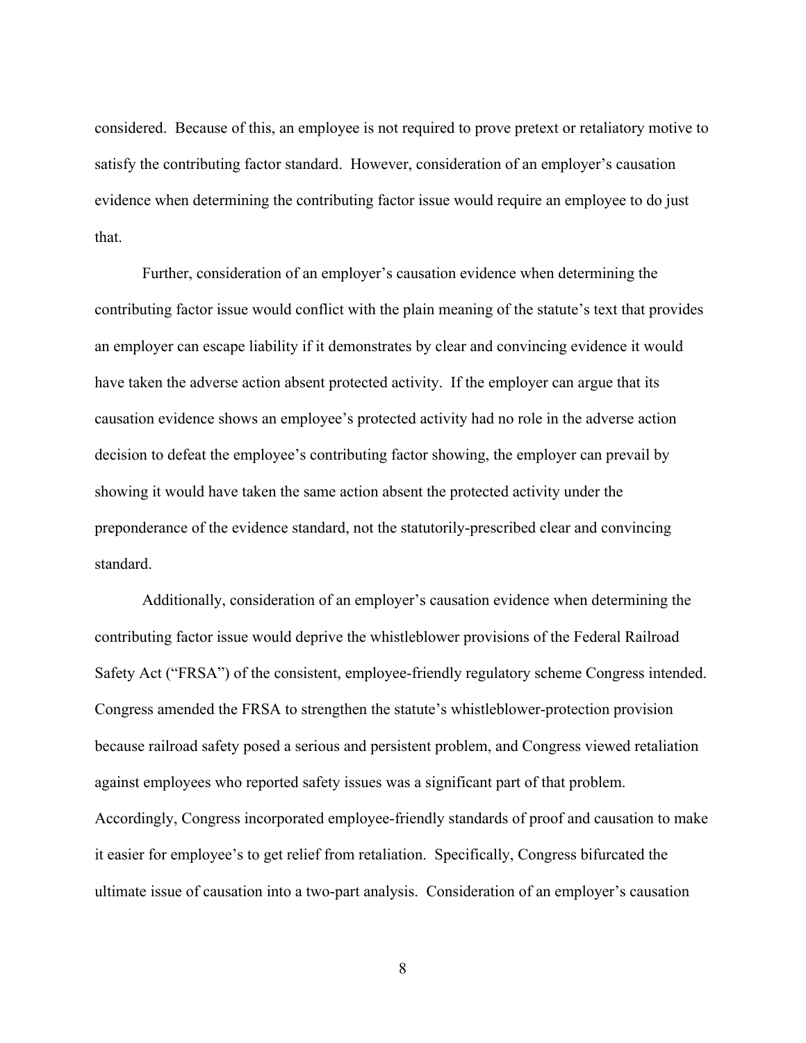considered. Because of this, an employee is not required to prove pretext or retaliatory motive to satisfy the contributing factor standard. However, consideration of an employer's causation evidence when determining the contributing factor issue would require an employee to do just that.

Further, consideration of an employer's causation evidence when determining the contributing factor issue would conflict with the plain meaning of the statute's text that provides an employer can escape liability if it demonstrates by clear and convincing evidence it would have taken the adverse action absent protected activity. If the employer can argue that its causation evidence shows an employee's protected activity had no role in the adverse action decision to defeat the employee's contributing factor showing, the employer can prevail by showing it would have taken the same action absent the protected activity under the preponderance of the evidence standard, not the statutorily-prescribed clear and convincing standard.

Additionally, consideration of an employer's causation evidence when determining the contributing factor issue would deprive the whistleblower provisions of the Federal Railroad Safety Act ("FRSA") of the consistent, employee-friendly regulatory scheme Congress intended. Congress amended the FRSA to strengthen the statute's whistleblower-protection provision because railroad safety posed a serious and persistent problem, and Congress viewed retaliation against employees who reported safety issues was a significant part of that problem. Accordingly, Congress incorporated employee-friendly standards of proof and causation to make it easier for employee's to get relief from retaliation. Specifically, Congress bifurcated the ultimate issue of causation into a two-part analysis. Consideration of an employer's causation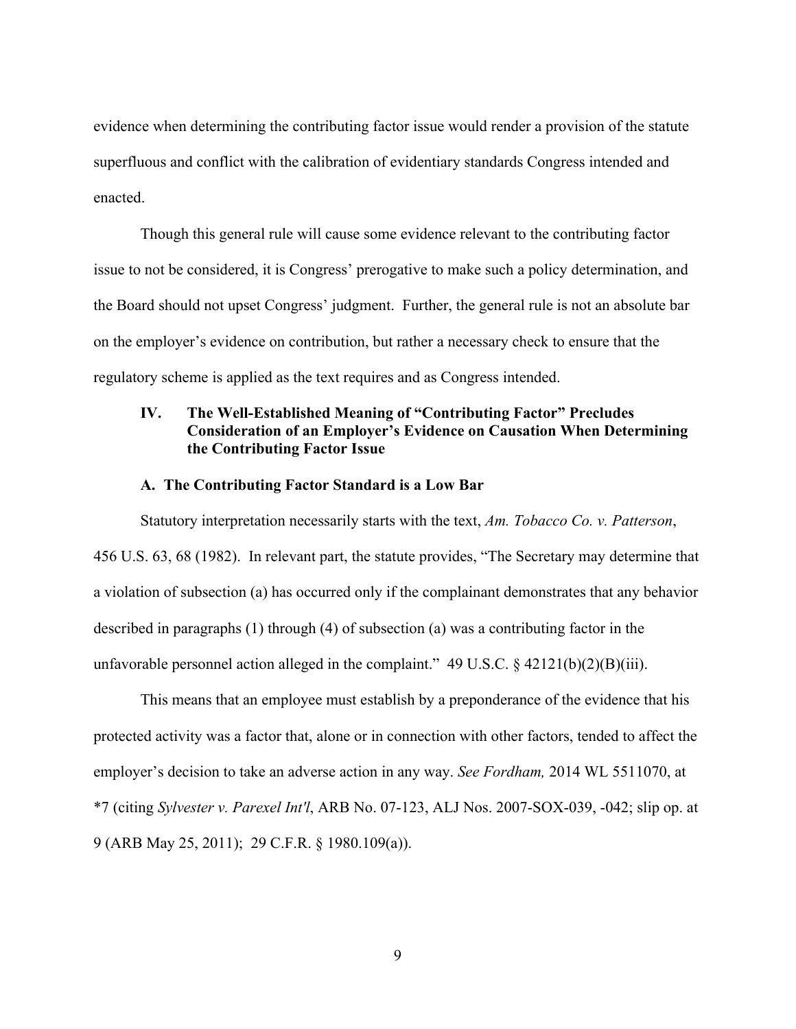evidence when determining the contributing factor issue would render a provision of the statute superfluous and conflict with the calibration of evidentiary standards Congress intended and enacted.

Though this general rule will cause some evidence relevant to the contributing factor issue to not be considered, it is Congress' prerogative to make such a policy determination, and the Board should not upset Congress' judgment. Further, the general rule is not an absolute bar on the employer's evidence on contribution, but rather a necessary check to ensure that the regulatory scheme is applied as the text requires and as Congress intended.

## IV. The Well-Established Meaning of "Contributing Factor" Precludes Consideration of an Employer's Evidence on Causation When Determining the Contributing Factor Issue

### A. The Contributing Factor Standard is a Low Bar

Statutory interpretation necessarily starts with the text, *Am. Tobacco Co. v. Patterson*, 456 U.S. 63, 68 (1982). In relevant part, the statute provides, "The Secretary may determine that a violation of subsection (a) has occurred only if the complainant demonstrates that any behavior described in paragraphs (1) through (4) of subsection (a) was a contributing factor in the unfavorable personnel action alleged in the complaint." 49 U.S.C. § 42121(b)(2)(B)(iii).

This means that an employee must establish by a preponderance of the evidence that his protected activity was a factor that, alone or in connection with other factors, tended to affect the employer's decision to take an adverse action in any way. *See Fordham,* 2014 WL 5511070, at *7 (citing *Sylvester v. Parexel Int'l*, ARB No. 07-123, ALJ Nos. 2007-SOX-039, -042; slip op. at 9 (ARB May 25, 2011); 29 C.F.R. § 1980.109(a)).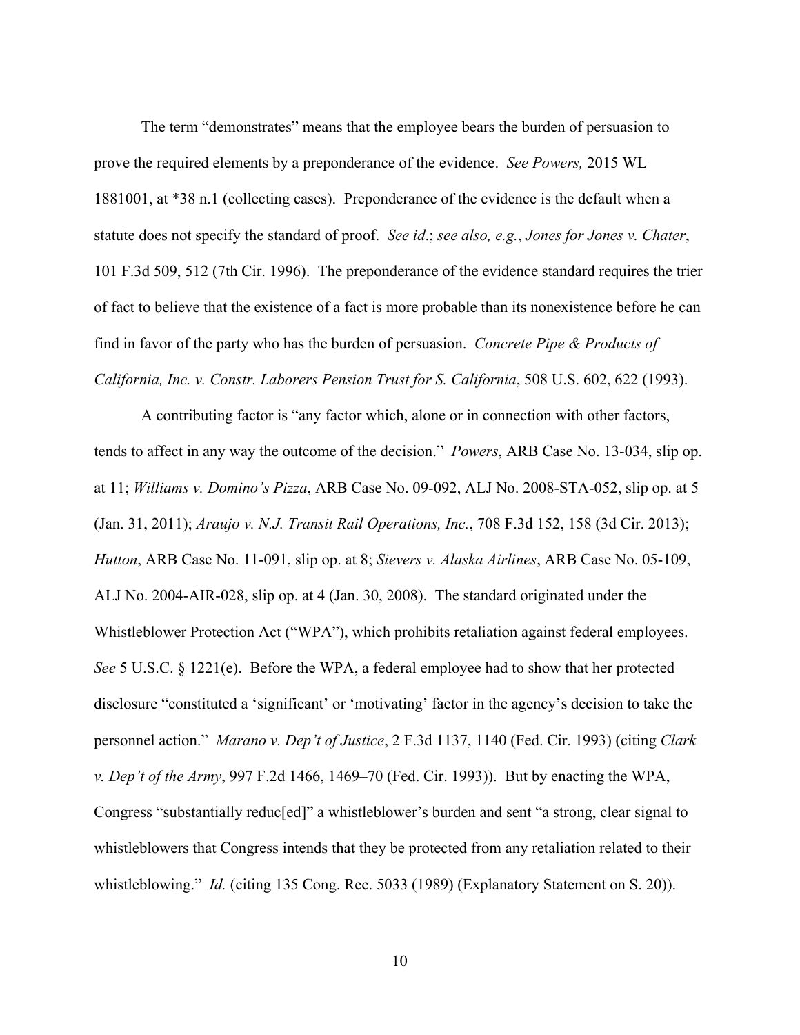The term "demonstrates" means that the employee bears the burden of persuasion to prove the required elements by a preponderance of the evidence. *See Powers,* 2015 WL 1881001, at *38 n.1 (collecting cases). Preponderance of the evidence is the default when a statute does not specify the standard of proof. *See id*.; *see also, e.g.*, *Jones for Jones v. Chater*, 101 F.3d 509, 512 (7th Cir. 1996). The preponderance of the evidence standard requires the trier of fact to believe that the existence of a fact is more probable than its nonexistence before he can find in favor of the party who has the burden of persuasion. *Concrete Pipe & Products of California, Inc. v. Constr. Laborers Pension Trust for S. California*, 508 U.S. 602, 622 (1993).

A contributing factor is "any factor which, alone or in connection with other factors, tends to affect in any way the outcome of the decision." *Powers*, ARB Case No. 13-034, slip op. at 11; *Williams v. Domino's Pizza*, ARB Case No. 09-092, ALJ No. 2008-STA-052, slip op. at 5 (Jan. 31, 2011); *Araujo v. N.J. Transit Rail Operations, Inc.*, 708 F.3d 152, 158 (3d Cir. 2013); *Hutton*, ARB Case No. 11-091, slip op. at 8; *Sievers v. Alaska Airlines*, ARB Case No. 05-109, ALJ No. 2004-AIR-028, slip op. at 4 (Jan. 30, 2008). The standard originated under the Whistleblower Protection Act ("WPA"), which prohibits retaliation against federal employees. *See* 5 U.S.C. § 1221(e). Before the WPA, a federal employee had to show that her protected disclosure "constituted a 'significant' or 'motivating' factor in the agency's decision to take the personnel action." *Marano v. Dep't of Justice*, 2 F.3d 1137, 1140 (Fed. Cir. 1993) (citing *Clark v. Dep't of the Army*, 997 F.2d 1466, 1469–70 (Fed. Cir. 1993)). But by enacting the WPA, Congress "substantially reduc[ed]" a whistleblower's burden and sent "a strong, clear signal to whistleblowers that Congress intends that they be protected from any retaliation related to their whistleblowing." *Id.* (citing 135 Cong. Rec. 5033 (1989) (Explanatory Statement on S. 20)).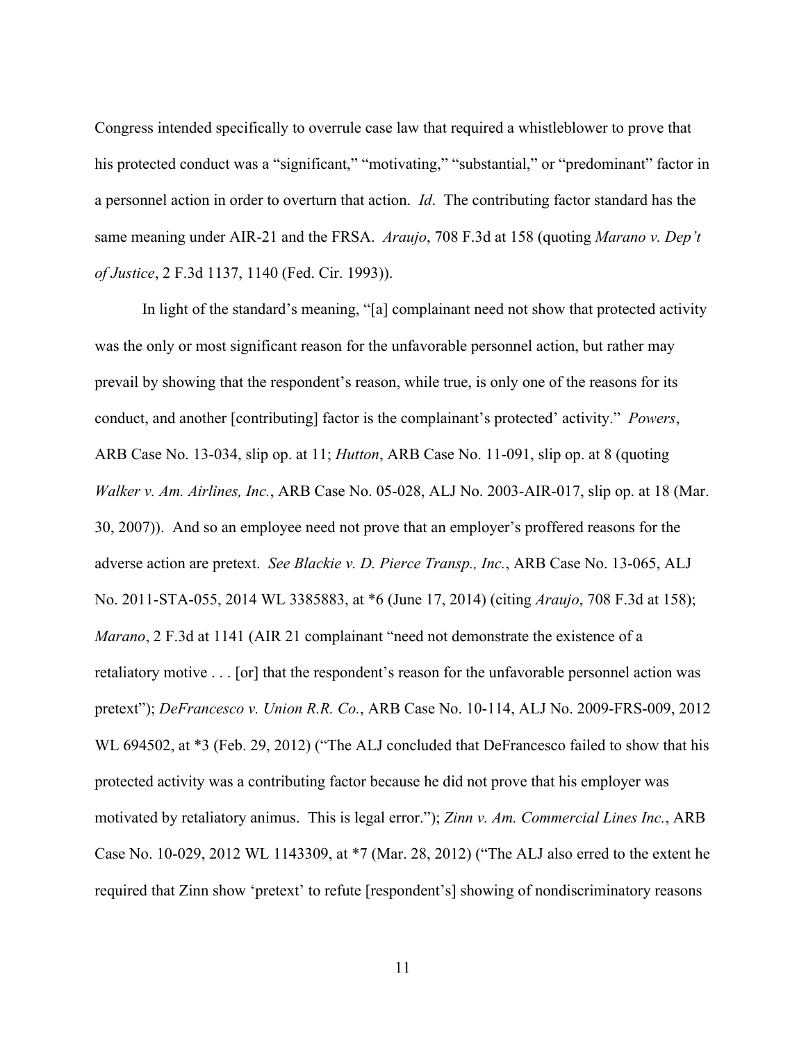Congress intended specifically to overrule case law that required a whistleblower to prove that his protected conduct was a "significant," "motivating," "substantial," or "predominant" factor in a personnel action in order to overturn that action. *Id*. The contributing factor standard has the same meaning under AIR-21 and the FRSA. *Araujo*, 708 F.3d at 158 (quoting *Marano v. Dep't of Justice*, 2 F.3d 1137, 1140 (Fed. Cir. 1993)).

In light of the standard's meaning, "[a] complainant need not show that protected activity was the only or most significant reason for the unfavorable personnel action, but rather may prevail by showing that the respondent's reason, while true, is only one of the reasons for its conduct, and another [contributing] factor is the complainant's protected' activity." *Powers*, ARB Case No. 13-034, slip op. at 11; *Hutton*, ARB Case No. 11-091, slip op. at 8 (quoting *Walker v. Am. Airlines, Inc.*, ARB Case No. 05-028, ALJ No. 2003-AIR-017, slip op. at 18 (Mar. 30, 2007)). And so an employee need not prove that an employer's proffered reasons for the adverse action are pretext. *See Blackie v. D. Pierce Transp., Inc.*, ARB Case No. 13-065, ALJ No. 2011-STA-055, 2014 WL 3385883, at *6 (June 17, 2014) (citing *Araujo*, 708 F.3d at 158); *Marano*, 2 F.3d at 1141 (AIR 21 complainant "need not demonstrate the existence of a retaliatory motive . . . [or] that the respondent's reason for the unfavorable personnel action was pretext"); *DeFrancesco v. Union R.R. Co.*, ARB Case No. 10-114, ALJ No. 2009-FRS-009, 2012 WL 694502, at *3 (Feb. 29, 2012) ("The ALJ concluded that DeFrancesco failed to show that his protected activity was a contributing factor because he did not prove that his employer was motivated by retaliatory animus. This is legal error."); *Zinn v. Am. Commercial Lines Inc.*, ARB Case No. 10-029, 2012 WL 1143309, at *7 (Mar. 28, 2012) ("The ALJ also erred to the extent he required that Zinn show 'pretext' to refute [respondent's] showing of nondiscriminatory reasons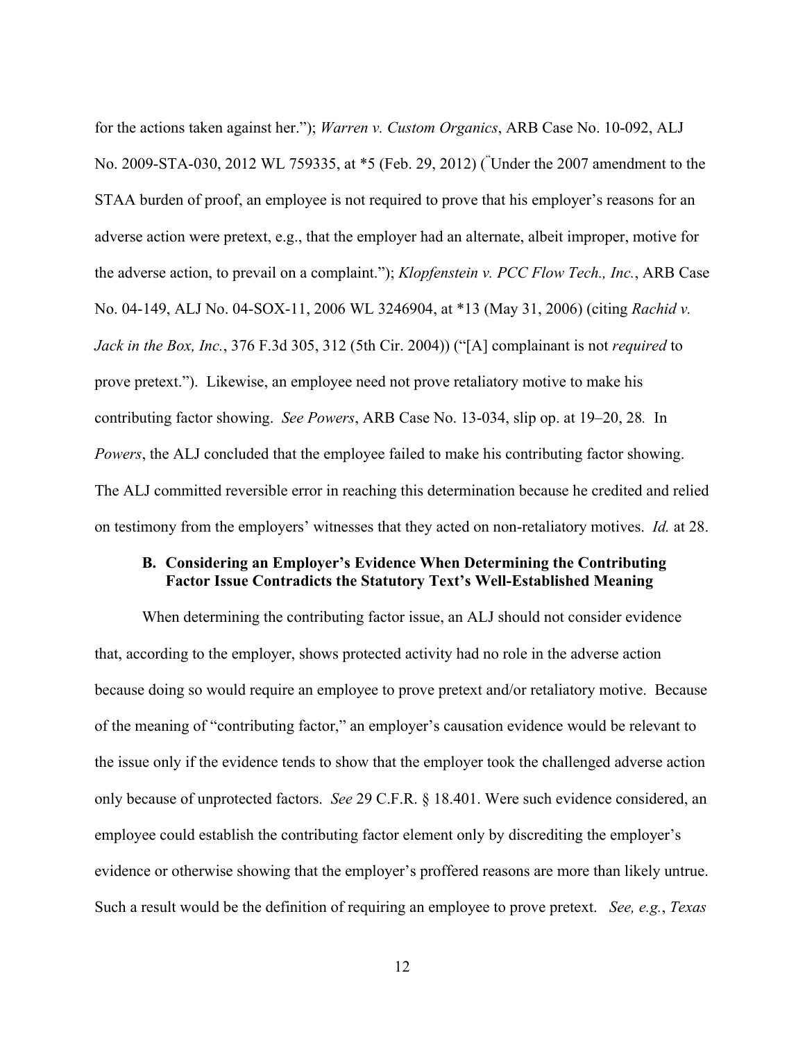for the actions taken against her."); *Warren v. Custom Organics*, ARB Case No. 10-092, ALJ No. 2009-STA-030, 2012 WL 759335, at *5 (Feb. 29, 2012) ("Under the 2007 amendment to the STAA burden of proof, an employee is not required to prove that his employer's reasons for an adverse action were pretext, e.g., that the employer had an alternate, albeit improper, motive for the adverse action, to prevail on a complaint."); *Klopfenstein v. PCC Flow Tech., Inc.*, ARB Case No. 04-149, ALJ No. 04-SOX-11, 2006 WL 3246904, at *13 (May 31, 2006) (citing *Rachid v. Jack in the Box, Inc.*, 376 F.3d 305, 312 (5th Cir. 2004)) ("[A] complainant is not *required* to prove pretext."). Likewise, an employee need not prove retaliatory motive to make his contributing factor showing. *See Powers*, ARB Case No. 13-034, slip op. at 19–20, 28. In *Powers*, the ALJ concluded that the employee failed to make his contributing factor showing. The ALJ committed reversible error in reaching this determination because he credited and relied on testimony from the employers' witnesses that they acted on non-retaliatory motives. *Id.* at 28.

### B. Considering an Employer's Evidence When Determining the Contributing Factor Issue Contradicts the Statutory Text's Well-Established Meaning

When determining the contributing factor issue, an ALJ should not consider evidence that, according to the employer, shows protected activity had no role in the adverse action because doing so would require an employee to prove pretext and/or retaliatory motive. Because of the meaning of "contributing factor," an employer's causation evidence would be relevant to the issue only if the evidence tends to show that the employer took the challenged adverse action only because of unprotected factors. *See* 29 C.F.R. § 18.401. Were such evidence considered, an employee could establish the contributing factor element only by discrediting the employer's evidence or otherwise showing that the employer's proffered reasons are more than likely untrue. Such a result would be the definition of requiring an employee to prove pretext. *See, e.g.*, *Texas*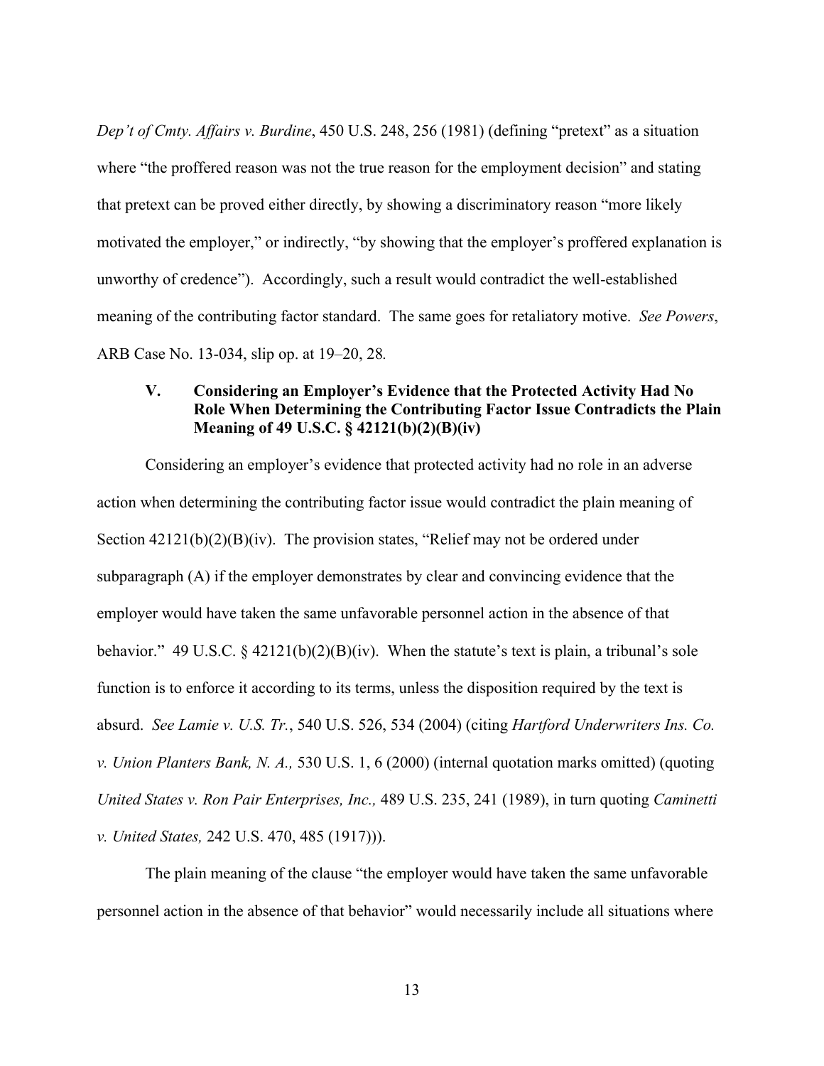*Dep't of Cmty. Affairs v. Burdine*, 450 U.S. 248, 256 (1981) (defining "pretext" as a situation where "the proffered reason was not the true reason for the employment decision" and stating that pretext can be proved either directly, by showing a discriminatory reason "more likely motivated the employer," or indirectly, "by showing that the employer's proffered explanation is unworthy of credence"). Accordingly, such a result would contradict the well-established meaning of the contributing factor standard. The same goes for retaliatory motive. *See Powers*, ARB Case No. 13-034, slip op. at 19–20, 28.

## V. Considering an Employer's Evidence that the Protected Activity Had No Role When Determining the Contributing Factor Issue Contradicts the Plain Meaning of 49 U.S.C. § 42121(b)(2)(B)(iv)

Considering an employer's evidence that protected activity had no role in an adverse action when determining the contributing factor issue would contradict the plain meaning of Section 42121(b)(2)(B)(iv). The provision states, "Relief may not be ordered under subparagraph (A) if the employer demonstrates by clear and convincing evidence that the employer would have taken the same unfavorable personnel action in the absence of that behavior." 49 U.S.C. § 42121(b)(2)(B)(iv). When the statute's text is plain, a tribunal's sole function is to enforce it according to its terms, unless the disposition required by the text is absurd. *See Lamie v. U.S. Tr.*, 540 U.S. 526, 534 (2004) (citing *Hartford Underwriters Ins. Co. v. Union Planters Bank, N. A.,* 530 U.S. 1, 6 (2000) (internal quotation marks omitted) (quoting *United States v. Ron Pair Enterprises, Inc.,* 489 U.S. 235, 241 (1989), in turn quoting *Caminetti v. United States,* 242 U.S. 470, 485 (1917))).

The plain meaning of the clause "the employer would have taken the same unfavorable personnel action in the absence of that behavior" would necessarily include all situations where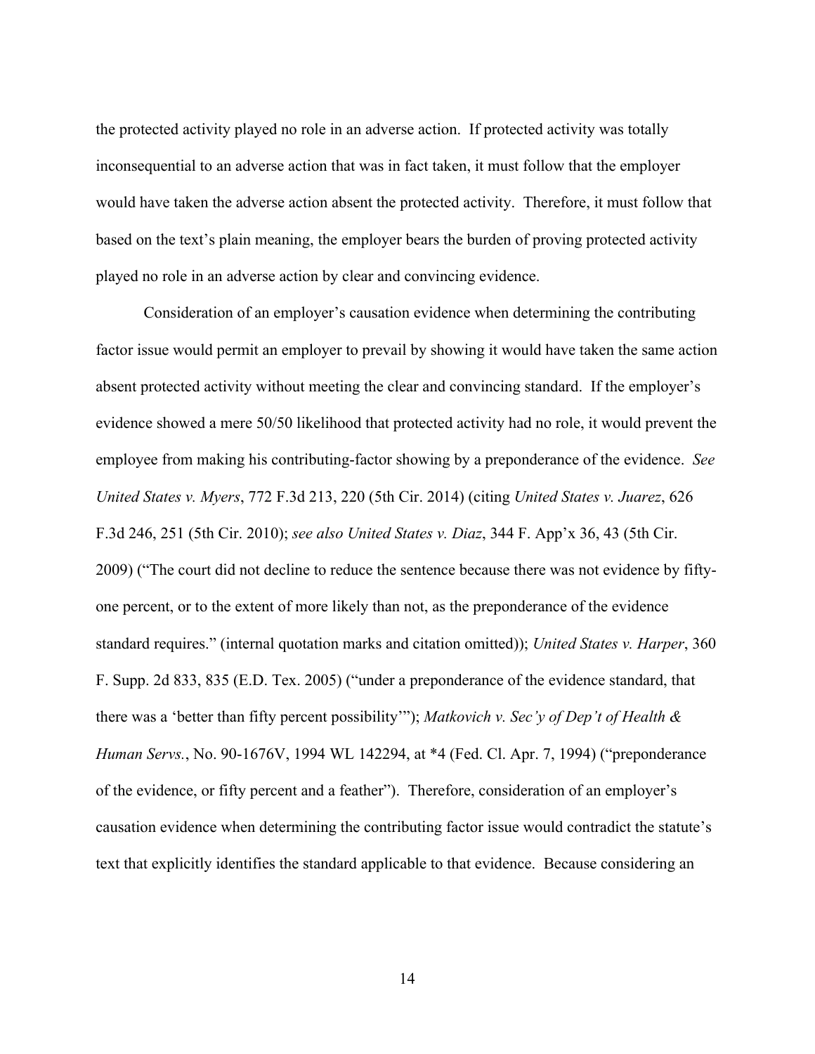the protected activity played no role in an adverse action. If protected activity was totally inconsequential to an adverse action that was in fact taken, it must follow that the employer would have taken the adverse action absent the protected activity. Therefore, it must follow that based on the text's plain meaning, the employer bears the burden of proving protected activity played no role in an adverse action by clear and convincing evidence.

Consideration of an employer's causation evidence when determining the contributing factor issue would permit an employer to prevail by showing it would have taken the same action absent protected activity without meeting the clear and convincing standard. If the employer's evidence showed a mere 50/50 likelihood that protected activity had no role, it would prevent the employee from making his contributing-factor showing by a preponderance of the evidence. *See United States v. Myers*, 772 F.3d 213, 220 (5th Cir. 2014) (citing *United States v. Juarez*, 626 F.3d 246, 251 (5th Cir. 2010); *see also United States v. Diaz*, 344 F. App'x 36, 43 (5th Cir. 2009) ("The court did not decline to reduce the sentence because there was not evidence by fifty-one percent, or to the extent of more likely than not, as the preponderance of the evidence standard requires." (internal quotation marks and citation omitted)); *United States v. Harper*, 360 F. Supp. 2d 833, 835 (E.D. Tex. 2005) ("under a preponderance of the evidence standard, that there was a 'better than fifty percent possibility'"); *Matkovich v. Sec'y of Dep't of Health & Human Servs.*, No. 90-1676V, 1994 WL 142294, at *4 (Fed. Cl. Apr. 7, 1994) ("preponderance of the evidence, or fifty percent and a feather"). Therefore, consideration of an employer's causation evidence when determining the contributing factor issue would contradict the statute's text that explicitly identifies the standard applicable to that evidence. Because considering an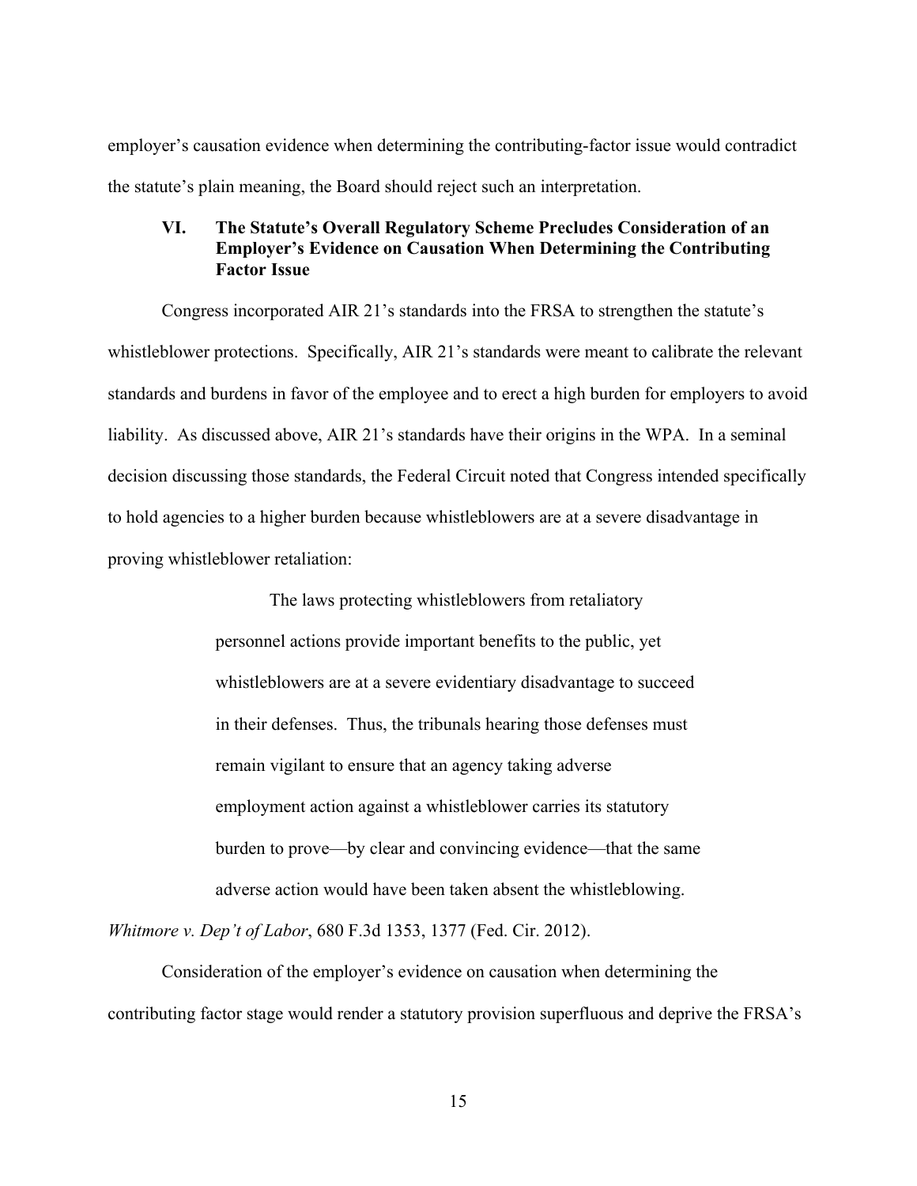employer's causation evidence when determining the contributing-factor issue would contradict the statute's plain meaning, the Board should reject such an interpretation.

### VI. The Statute's Overall Regulatory Scheme Precludes Consideration of an Employer's Evidence on Causation When Determining the Contributing Factor Issue

Congress incorporated AIR 21's standards into the FRSA to strengthen the statute's whistleblower protections. Specifically, AIR 21's standards were meant to calibrate the relevant standards and burdens in favor of the employee and to erect a high burden for employers to avoid liability. As discussed above, AIR 21's standards have their origins in the WPA. In a seminal decision discussing those standards, the Federal Circuit noted that Congress intended specifically to hold agencies to a higher burden because whistleblowers are at a severe disadvantage in proving whistleblower retaliation:

> The laws protecting whistleblowers from retaliatory personnel actions provide important benefits to the public, yet whistleblowers are at a severe evidentiary disadvantage to succeed in their defenses. Thus, the tribunals hearing those defenses must remain vigilant to ensure that an agency taking adverse employment action against a whistleblower carries its statutory burden to prove—by clear and convincing evidence—that the same adverse action would have been taken absent the whistleblowing.

*Whitmore v. Dep't of Labor*, 680 F.3d 1353, 1377 (Fed. Cir. 2012).

Consideration of the employer's evidence on causation when determining the contributing factor stage would render a statutory provision superfluous and deprive the FRSA's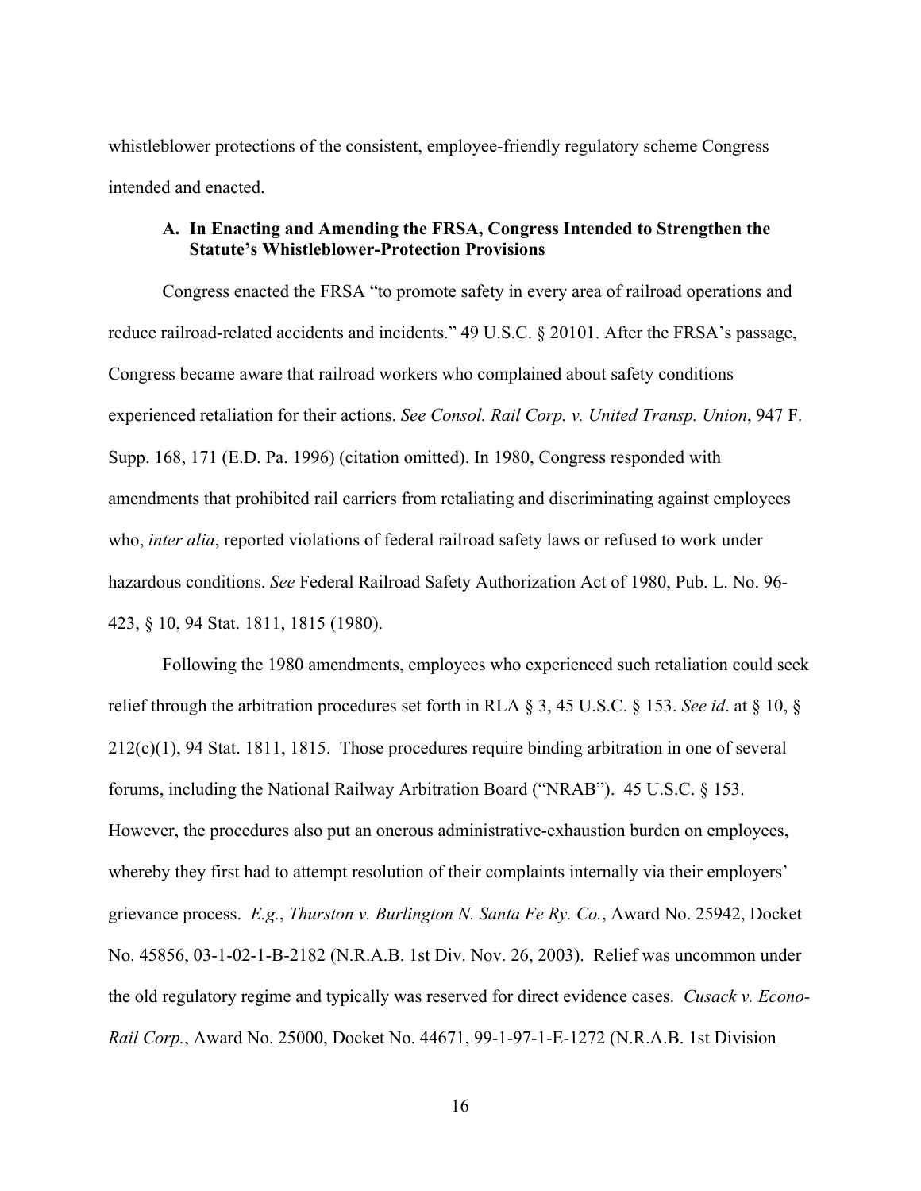whistleblower protections of the consistent, employee-friendly regulatory scheme Congress intended and enacted.

### A. In Enacting and Amending the FRSA, Congress Intended to Strengthen the Statute's Whistleblower-Protection Provisions

Congress enacted the FRSA "to promote safety in every area of railroad operations and reduce railroad-related accidents and incidents." 49 U.S.C. § 20101. After the FRSA's passage, Congress became aware that railroad workers who complained about safety conditions experienced retaliation for their actions. *See Consol. Rail Corp. v. United Transp. Union*, 947 F. Supp. 168, 171 (E.D. Pa. 1996) (citation omitted). In 1980, Congress responded with amendments that prohibited rail carriers from retaliating and discriminating against employees who, *inter alia*, reported violations of federal railroad safety laws or refused to work under hazardous conditions. *See* Federal Railroad Safety Authorization Act of 1980, Pub. L. No. 96-423, § 10, 94 Stat. 1811, 1815 (1980).

Following the 1980 amendments, employees who experienced such retaliation could seek relief through the arbitration procedures set forth in RLA § 3, 45 U.S.C. § 153. *See id*. at § 10, § 212(c)(1), 94 Stat. 1811, 1815. Those procedures require binding arbitration in one of several forums, including the National Railway Arbitration Board ("NRAB"). 45 U.S.C. § 153. However, the procedures also put an onerous administrative-exhaustion burden on employees, whereby they first had to attempt resolution of their complaints internally via their employers' grievance process. *E.g.*, *Thurston v. Burlington N. Santa Fe Ry. Co.*, Award No. 25942, Docket No. 45856, 03-1-02-1-B-2182 (N.R.A.B. 1st Div. Nov. 26, 2003). Relief was uncommon under the old regulatory regime and typically was reserved for direct evidence cases. *Cusack v. Econo-Rail Corp.*, Award No. 25000, Docket No. 44671, 99-1-97-1-E-1272 (N.R.A.B. 1st Division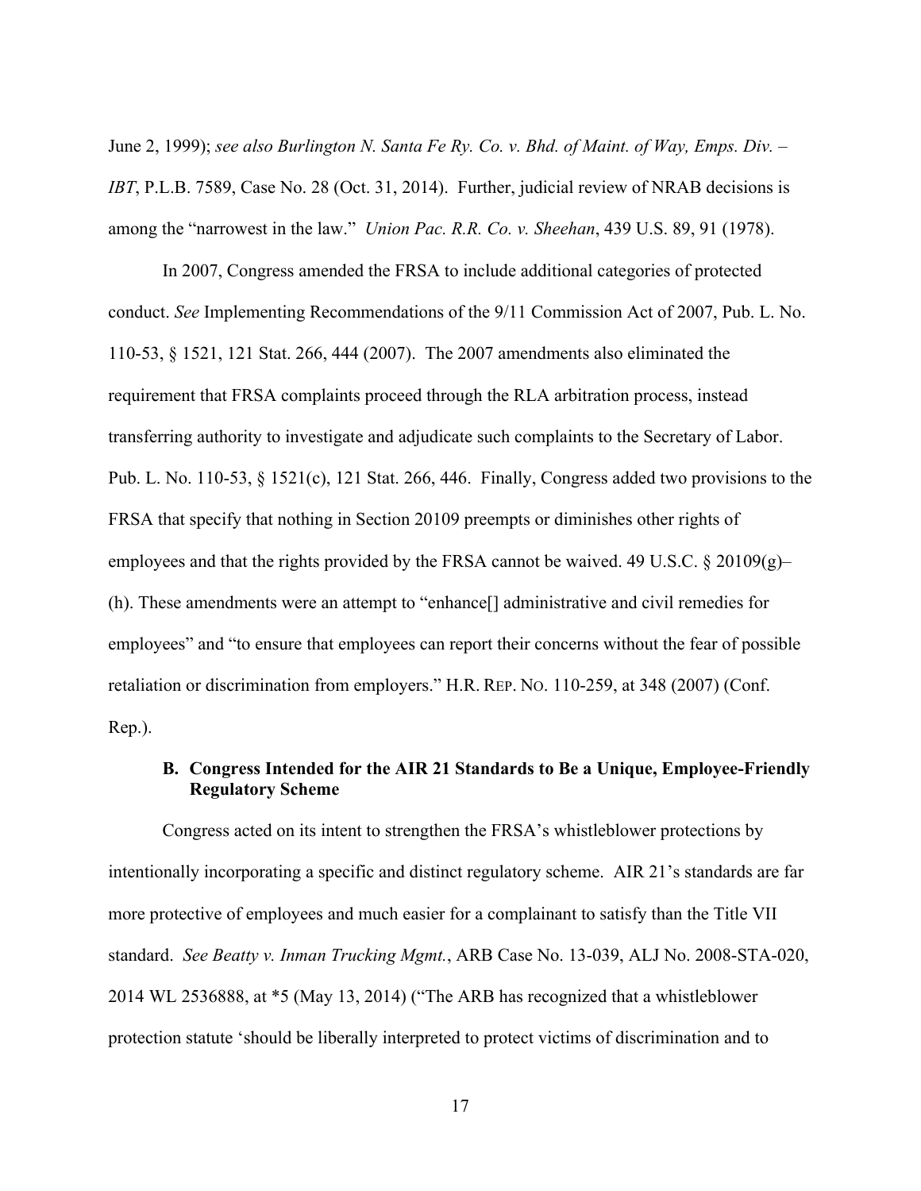June 2, 1999); *see also Burlington N. Santa Fe Ry. Co. v. Bhd. of Maint. of Way, Emps. Div. – IBT*, P.L.B. 7589, Case No. 28 (Oct. 31, 2014). Further, judicial review of NRAB decisions is among the "narrowest in the law." *Union Pac. R.R. Co. v. Sheehan*, 439 U.S. 89, 91 (1978).

In 2007, Congress amended the FRSA to include additional categories of protected conduct. *See* Implementing Recommendations of the 9/11 Commission Act of 2007, Pub. L. No. 110-53, § 1521, 121 Stat. 266, 444 (2007). The 2007 amendments also eliminated the requirement that FRSA complaints proceed through the RLA arbitration process, instead transferring authority to investigate and adjudicate such complaints to the Secretary of Labor. Pub. L. No. 110-53, § 1521(c), 121 Stat. 266, 446. Finally, Congress added two provisions to the FRSA that specify that nothing in Section 20109 preempts or diminishes other rights of employees and that the rights provided by the FRSA cannot be waived. 49 U.S.C. § 20109(g)–(h). These amendments were an attempt to "enhance[] administrative and civil remedies for employees" and "to ensure that employees can report their concerns without the fear of possible retaliation or discrimination from employers." H.R. REP. NO. 110-259, at 348 (2007) (Conf. Rep.).

### B. Congress Intended for the AIR 21 Standards to Be a Unique, Employee-Friendly Regulatory Scheme

Congress acted on its intent to strengthen the FRSA's whistleblower protections by intentionally incorporating a specific and distinct regulatory scheme. AIR 21's standards are far more protective of employees and much easier for a complainant to satisfy than the Title VII standard. *See Beatty v. Inman Trucking Mgmt.*, ARB Case No. 13-039, ALJ No. 2008-STA-020, 2014 WL 2536888, at *5 (May 13, 2014) ("The ARB has recognized that a whistleblower protection statute 'should be liberally interpreted to protect victims of discrimination and to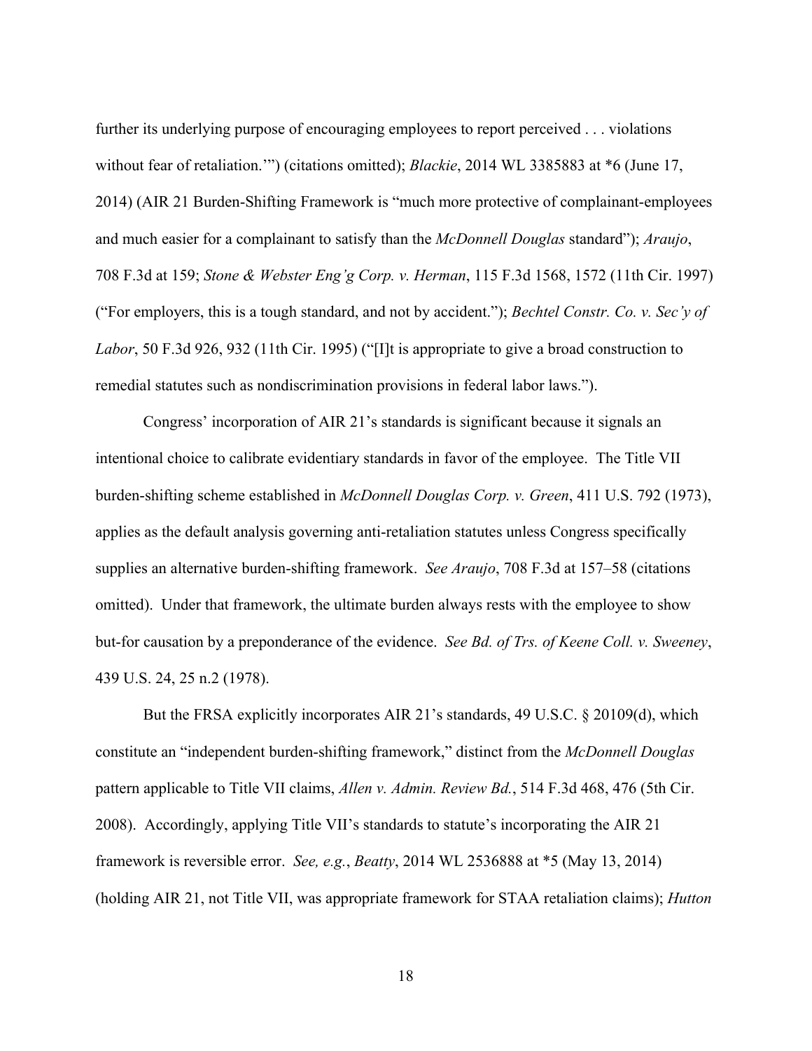further its underlying purpose of encouraging employees to report perceived . . . violations without fear of retaliation.'") (citations omitted); *Blackie*, 2014 WL 3385883 at *6 (June 17, 2014) (AIR 21 Burden-Shifting Framework is "much more protective of complainant-employees and much easier for a complainant to satisfy than the *McDonnell Douglas* standard"); *Araujo*, 708 F.3d at 159; *Stone & Webster Eng'g Corp. v. Herman*, 115 F.3d 1568, 1572 (11th Cir. 1997) ("For employers, this is a tough standard, and not by accident."); *Bechtel Constr. Co. v. Sec'y of Labor*, 50 F.3d 926, 932 (11th Cir. 1995) ("[I]t is appropriate to give a broad construction to remedial statutes such as nondiscrimination provisions in federal labor laws.").

Congress' incorporation of AIR 21's standards is significant because it signals an intentional choice to calibrate evidentiary standards in favor of the employee. The Title VII burden-shifting scheme established in *McDonnell Douglas Corp. v. Green*, 411 U.S. 792 (1973), applies as the default analysis governing anti-retaliation statutes unless Congress specifically supplies an alternative burden-shifting framework. *See Araujo*, 708 F.3d at 157–58 (citations omitted). Under that framework, the ultimate burden always rests with the employee to show but-for causation by a preponderance of the evidence. *See Bd. of Trs. of Keene Coll. v. Sweeney*, 439 U.S. 24, 25 n.2 (1978).

But the FRSA explicitly incorporates AIR 21's standards, 49 U.S.C. § 20109(d), which constitute an "independent burden-shifting framework," distinct from the *McDonnell Douglas* pattern applicable to Title VII claims, *Allen v. Admin. Review Bd.*, 514 F.3d 468, 476 (5th Cir. 2008). Accordingly, applying Title VII's standards to statute's incorporating the AIR 21 framework is reversible error. *See, e.g.*, *Beatty*, 2014 WL 2536888 at *5 (May 13, 2014) (holding AIR 21, not Title VII, was appropriate framework for STAA retaliation claims); *Hutton*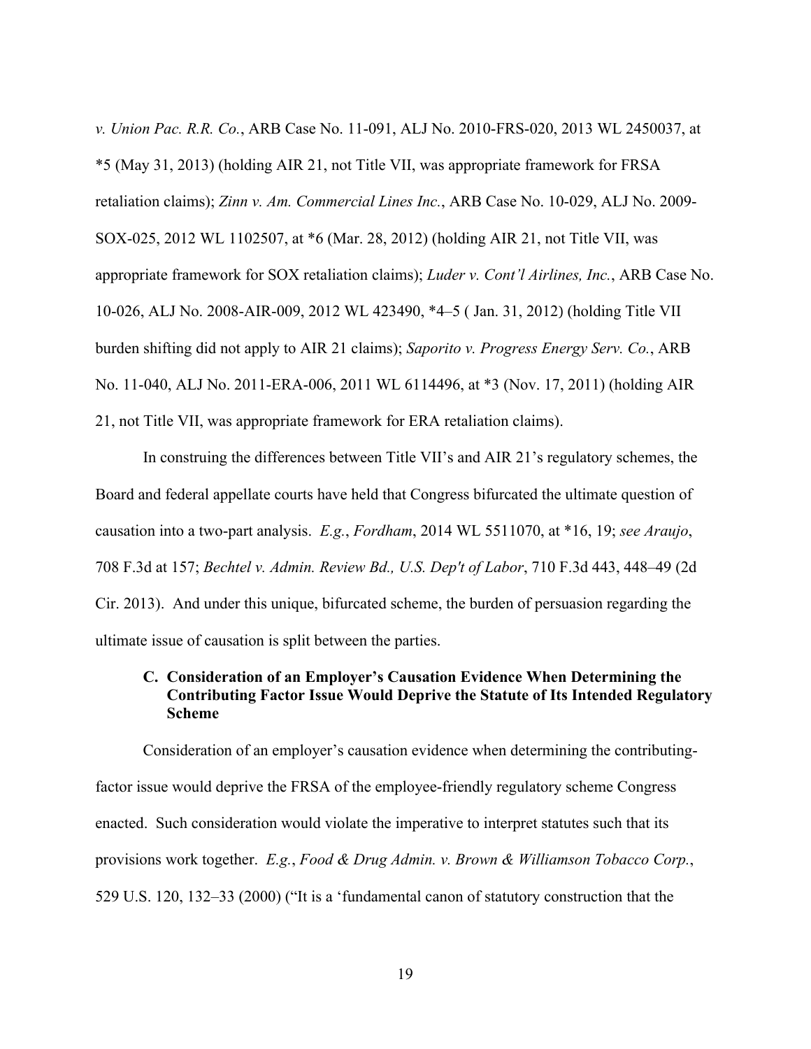*v. Union Pac. R.R. Co.*, ARB Case No. 11-091, ALJ No. 2010-FRS-020, 2013 WL 2450037, at *5 (May 31, 2013) (holding AIR 21, not Title VII, was appropriate framework for FRSA retaliation claims); *Zinn v. Am. Commercial Lines Inc.*, ARB Case No. 10-029, ALJ No. 2009-SOX-025, 2012 WL 1102507, at *6 (Mar. 28, 2012) (holding AIR 21, not Title VII, was appropriate framework for SOX retaliation claims); *Luder v. Cont'l Airlines, Inc.*, ARB Case No. 10-026, ALJ No. 2008-AIR-009, 2012 WL 423490, *4–5 ( Jan. 31, 2012) (holding Title VII burden shifting did not apply to AIR 21 claims); *Saporito v. Progress Energy Serv. Co.*, ARB No. 11-040, ALJ No. 2011-ERA-006, 2011 WL 6114496, at *3 (Nov. 17, 2011) (holding AIR 21, not Title VII, was appropriate framework for ERA retaliation claims).

In construing the differences between Title VII's and AIR 21's regulatory schemes, the Board and federal appellate courts have held that Congress bifurcated the ultimate question of causation into a two-part analysis. *E.g.*, *Fordham*, 2014 WL 5511070, at *16, 19; *see Araujo*, 708 F.3d at 157; *Bechtel v. Admin. Review Bd., U.S. Dep't of Labor*, 710 F.3d 443, 448–49 (2d Cir. 2013). And under this unique, bifurcated scheme, the burden of persuasion regarding the ultimate issue of causation is split between the parties.

### C. Consideration of an Employer's Causation Evidence When Determining the Contributing Factor Issue Would Deprive the Statute of Its Intended Regulatory Scheme

Consideration of an employer's causation evidence when determining the contributing-factor issue would deprive the FRSA of the employee-friendly regulatory scheme Congress enacted. Such consideration would violate the imperative to interpret statutes such that its provisions work together. *E.g.*, *Food & Drug Admin. v. Brown & Williamson Tobacco Corp.*, 529 U.S. 120, 132–33 (2000) ("It is a 'fundamental canon of statutory construction that the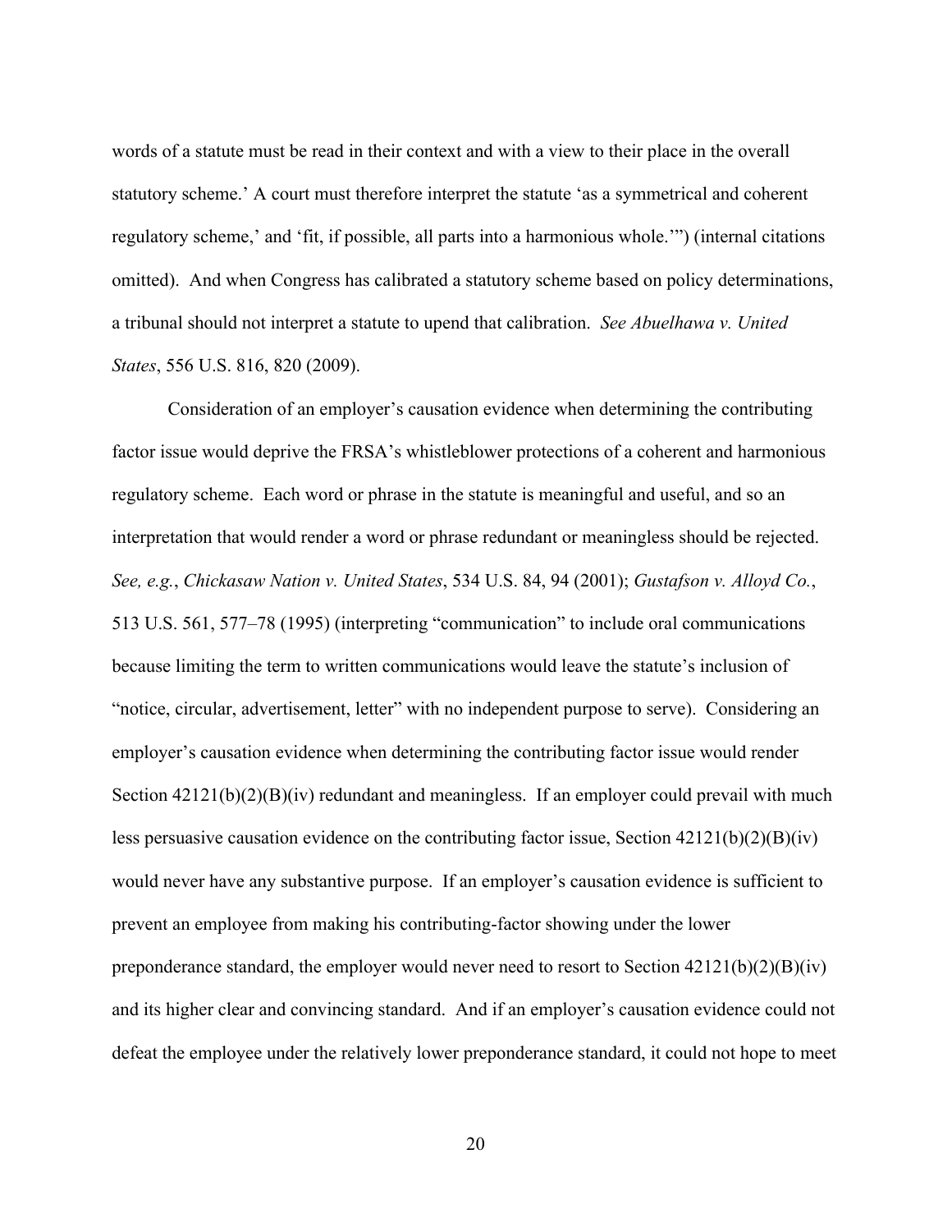words of a statute must be read in their context and with a view to their place in the overall statutory scheme.' A court must therefore interpret the statute 'as a symmetrical and coherent regulatory scheme,' and 'fit, if possible, all parts into a harmonious whole.'") (internal citations omitted). And when Congress has calibrated a statutory scheme based on policy determinations, a tribunal should not interpret a statute to upend that calibration. *See Abuelhawa v. United States*, 556 U.S. 816, 820 (2009).

Consideration of an employer's causation evidence when determining the contributing factor issue would deprive the FRSA's whistleblower protections of a coherent and harmonious regulatory scheme. Each word or phrase in the statute is meaningful and useful, and so an interpretation that would render a word or phrase redundant or meaningless should be rejected. *See, e.g.*, *Chickasaw Nation v. United States*, 534 U.S. 84, 94 (2001); *Gustafson v. Alloyd Co.*, 513 U.S. 561, 577–78 (1995) (interpreting "communication" to include oral communications because limiting the term to written communications would leave the statute's inclusion of "notice, circular, advertisement, letter" with no independent purpose to serve). Considering an employer's causation evidence when determining the contributing factor issue would render Section 42121(b)(2)(B)(iv) redundant and meaningless. If an employer could prevail with much less persuasive causation evidence on the contributing factor issue, Section 42121(b)(2)(B)(iv) would never have any substantive purpose. If an employer's causation evidence is sufficient to prevent an employee from making his contributing-factor showing under the lower preponderance standard, the employer would never need to resort to Section 42121(b)(2)(B)(iv) and its higher clear and convincing standard. And if an employer's causation evidence could not defeat the employee under the relatively lower preponderance standard, it could not hope to meet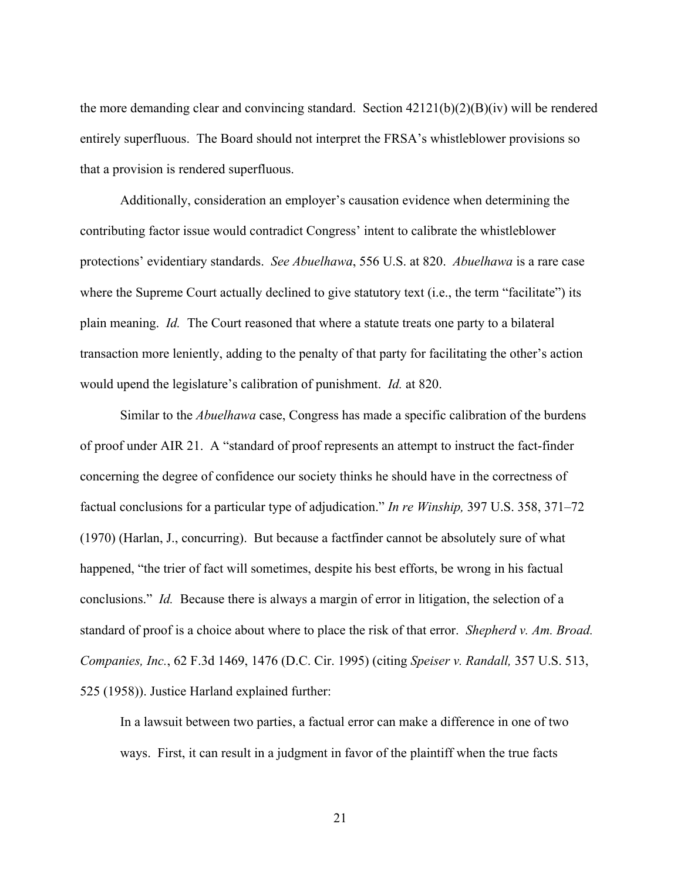the more demanding clear and convincing standard. Section 42121(b)(2)(B)(iv) will be rendered entirely superfluous. The Board should not interpret the FRSA's whistleblower provisions so that a provision is rendered superfluous.

Additionally, consideration an employer's causation evidence when determining the contributing factor issue would contradict Congress' intent to calibrate the whistleblower protections' evidentiary standards. *See Abuelhawa*, 556 U.S. at 820. *Abuelhawa* is a rare case where the Supreme Court actually declined to give statutory text (i.e., the term "facilitate") its plain meaning. *Id.* The Court reasoned that where a statute treats one party to a bilateral transaction more leniently, adding to the penalty of that party for facilitating the other's action would upend the legislature's calibration of punishment. *Id.* at 820.

Similar to the *Abuelhawa* case, Congress has made a specific calibration of the burdens of proof under AIR 21. A "standard of proof represents an attempt to instruct the fact-finder concerning the degree of confidence our society thinks he should have in the correctness of factual conclusions for a particular type of adjudication." *In re Winship,* 397 U.S. 358, 371–72 (1970) (Harlan, J., concurring). But because a factfinder cannot be absolutely sure of what happened, "the trier of fact will sometimes, despite his best efforts, be wrong in his factual conclusions." *Id.* Because there is always a margin of error in litigation, the selection of a standard of proof is a choice about where to place the risk of that error. *Shepherd v. Am. Broad. Companies, Inc.*, 62 F.3d 1469, 1476 (D.C. Cir. 1995) (citing *Speiser v. Randall,* 357 U.S. 513, 525 (1958)). Justice Harland explained further:

> In a lawsuit between two parties, a factual error can make a difference in one of two ways. First, it can result in a judgment in favor of the plaintiff when the true facts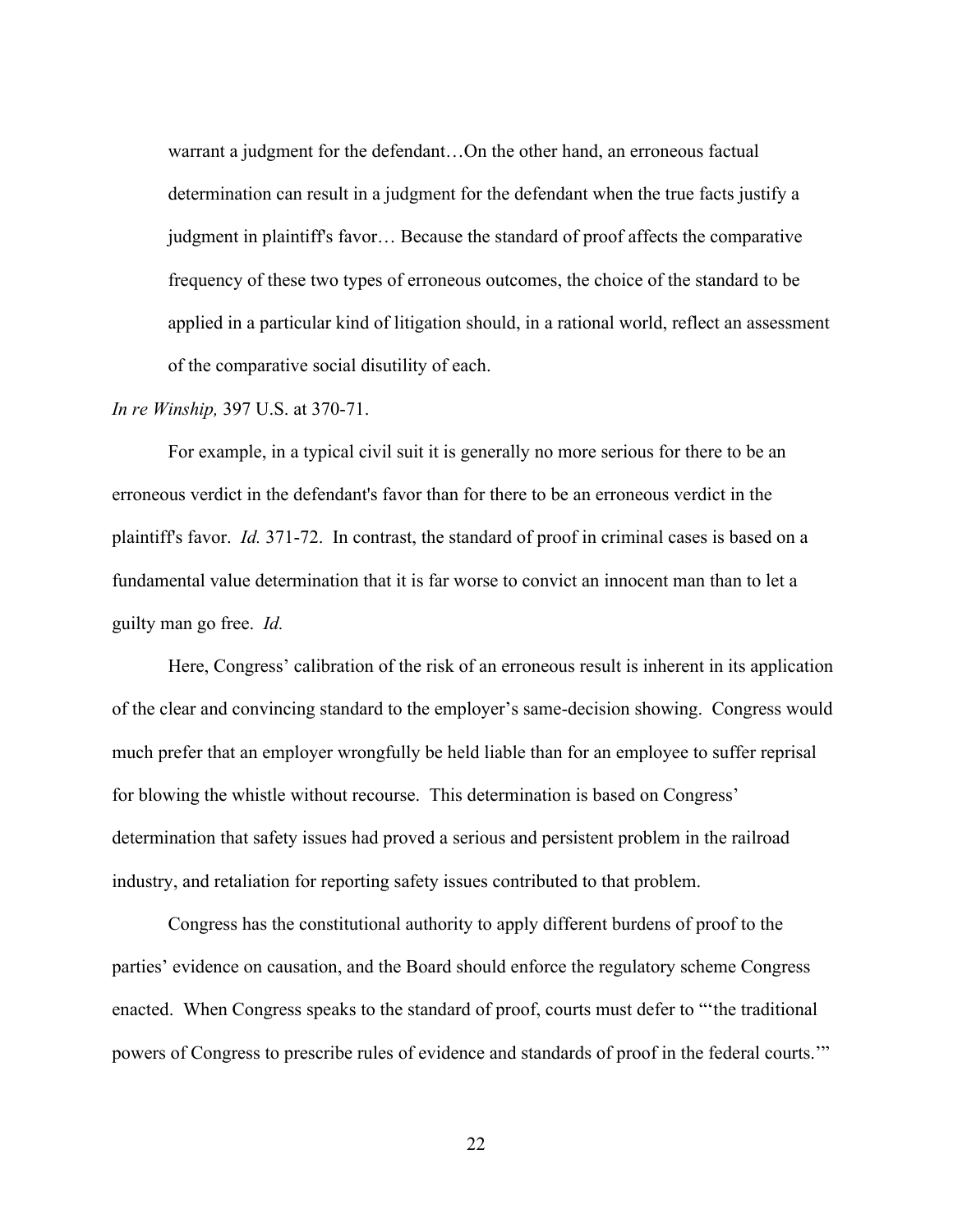> warrant a judgment for the defendant…On the other hand, an erroneous factual determination can result in a judgment for the defendant when the true facts justify a judgment in plaintiff's favor… Because the standard of proof affects the comparative frequency of these two types of erroneous outcomes, the choice of the standard to be applied in a particular kind of litigation should, in a rational world, reflect an assessment of the comparative social disutility of each.

*In re Winship,* 397 U.S. at 370-71.

For example, in a typical civil suit it is generally no more serious for there to be an erroneous verdict in the defendant's favor than for there to be an erroneous verdict in the plaintiff's favor. *Id.* 371-72. In contrast, the standard of proof in criminal cases is based on a fundamental value determination that it is far worse to convict an innocent man than to let a guilty man go free. *Id.*

Here, Congress' calibration of the risk of an erroneous result is inherent in its application of the clear and convincing standard to the employer's same-decision showing. Congress would much prefer that an employer wrongfully be held liable than for an employee to suffer reprisal for blowing the whistle without recourse. This determination is based on Congress' determination that safety issues had proved a serious and persistent problem in the railroad industry, and retaliation for reporting safety issues contributed to that problem.

Congress has the constitutional authority to apply different burdens of proof to the parties' evidence on causation, and the Board should enforce the regulatory scheme Congress enacted. When Congress speaks to the standard of proof, courts must defer to "'the traditional powers of Congress to prescribe rules of evidence and standards of proof in the federal courts.'"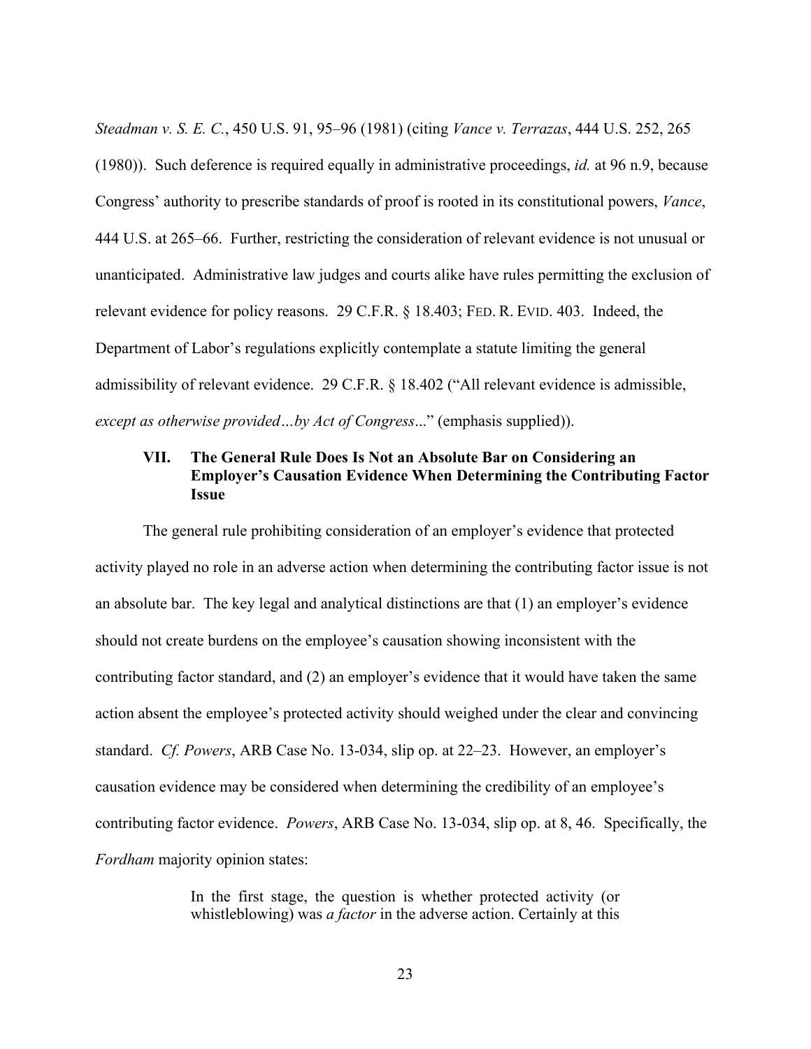*Steadman v. S. E. C.*, 450 U.S. 91, 95–96 (1981) (citing *Vance v. Terrazas*, 444 U.S. 252, 265 (1980)). Such deference is required equally in administrative proceedings, *id.* at 96 n.9, because Congress' authority to prescribe standards of proof is rooted in its constitutional powers, *Vance*, 444 U.S. at 265–66. Further, restricting the consideration of relevant evidence is not unusual or unanticipated. Administrative law judges and courts alike have rules permitting the exclusion of relevant evidence for policy reasons. 29 C.F.R. § 18.403; FED. R. EVID. 403. Indeed, the Department of Labor's regulations explicitly contemplate a statute limiting the general admissibility of relevant evidence. 29 C.F.R. § 18.402 ("All relevant evidence is admissible, *except as otherwise provided…by Act of Congress*..." (emphasis supplied)).

## VII. The General Rule Does Is Not an Absolute Bar on Considering an Employer's Causation Evidence When Determining the Contributing Factor Issue

The general rule prohibiting consideration of an employer's evidence that protected activity played no role in an adverse action when determining the contributing factor issue is not an absolute bar. The key legal and analytical distinctions are that (1) an employer's evidence should not create burdens on the employee's causation showing inconsistent with the contributing factor standard, and (2) an employer's evidence that it would have taken the same action absent the employee's protected activity should weighed under the clear and convincing standard. *Cf. Powers*, ARB Case No. 13-034, slip op. at 22–23. However, an employer's causation evidence may be considered when determining the credibility of an employee's contributing factor evidence. *Powers*, ARB Case No. 13-034, slip op. at 8, 46. Specifically, the *Fordham* majority opinion states:

> In the first stage, the question is whether protected activity (or whistleblowing) was *a factor* in the adverse action. Certainly at this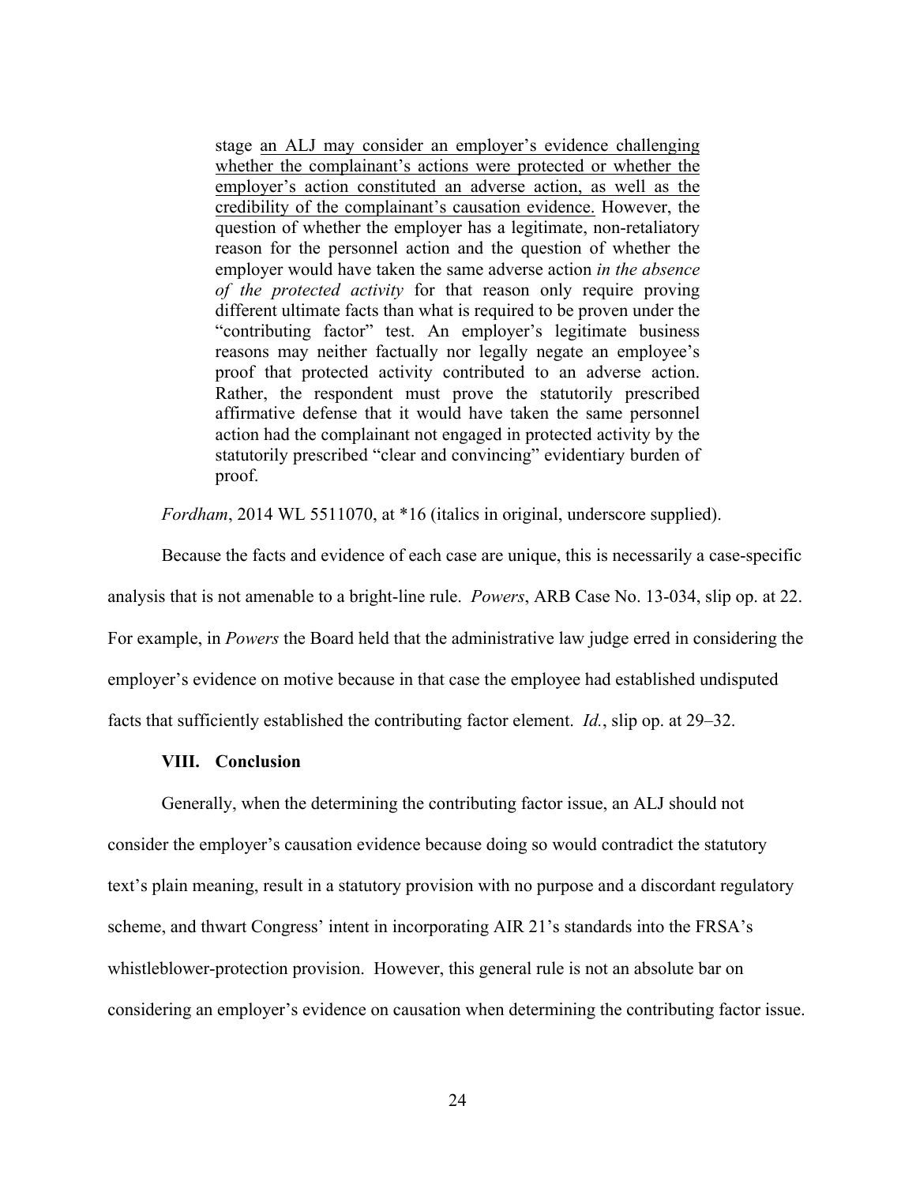> stage <u>an ALJ may consider an employer's evidence challenging whether the complainant's actions were protected or whether the employer's action constituted an adverse action, as well as the credibility of the complainant's causation evidence.</u> However, the question of whether the employer has a legitimate, non-retaliatory reason for the personnel action and the question of whether the employer would have taken the same adverse action *in the absence of the protected activity* for that reason only require proving different ultimate facts than what is required to be proven under the "contributing factor" test. An employer's legitimate business reasons may neither factually nor legally negate an employee's proof that protected activity contributed to an adverse action. Rather, the respondent must prove the statutorily prescribed affirmative defense that it would have taken the same personnel action had the complainant not engaged in protected activity by the statutorily prescribed "clear and convincing" evidentiary burden of proof.

*Fordham*, 2014 WL 5511070, at *16 (italics in original, underscore supplied).

Because the facts and evidence of each case are unique, this is necessarily a case-specific analysis that is not amenable to a bright-line rule. *Powers*, ARB Case No. 13-034, slip op. at 22. For example, in *Powers* the Board held that the administrative law judge erred in considering the employer's evidence on motive because in that case the employee had established undisputed facts that sufficiently established the contributing factor element. *Id.*, slip op. at 29–32.

## VIII. Conclusion

Generally, when the determining the contributing factor issue, an ALJ should not consider the employer's causation evidence because doing so would contradict the statutory text's plain meaning, result in a statutory provision with no purpose and a discordant regulatory scheme, and thwart Congress' intent in incorporating AIR 21's standards into the FRSA's whistleblower-protection provision. However, this general rule is not an absolute bar on considering an employer's evidence on causation when determining the contributing factor issue.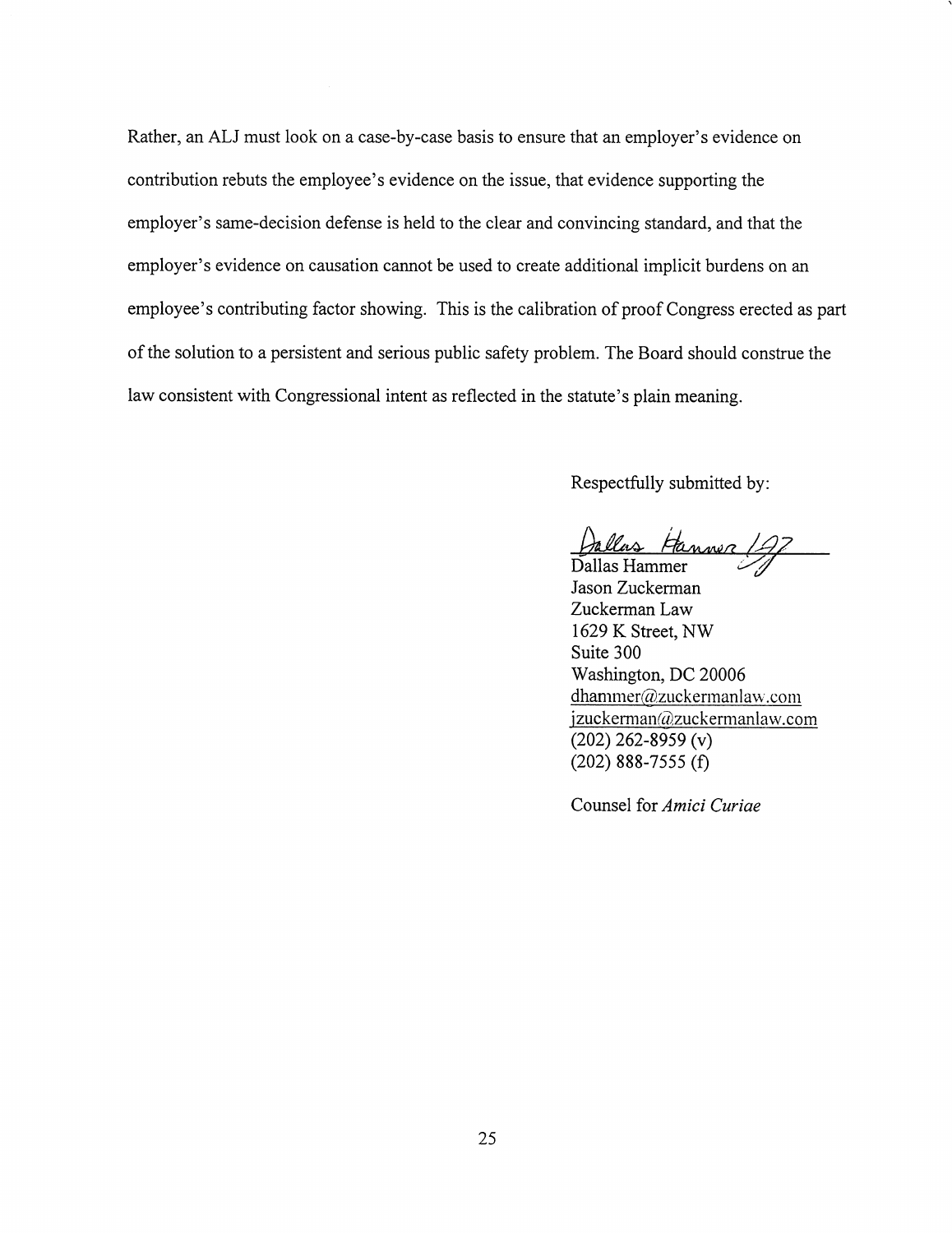Rather, an ALJ must look on a case-by-case basis to ensure that an employer's evidence on contribution rebuts the employee's evidence on the issue, that evidence supporting the employer's same-decision defense is held to the clear and convincing standard, and that the employer's evidence on causation cannot be used to create additional implicit burdens on an employee's contributing factor showing. This is the calibration of proof Congress erected as part of the solution to a persistent and serious public safety problem. The Board should construe the law consistent with Congressional intent as reflected in the statute's plain meaning.

Respectfully submitted by:

Dallas Hammer /JZ

Dallas Hammer
Jason Zuckerman
Zuckerman Law
1629 K Street, NW
Suite 300
Washington, DC 20006
dhammer@zuckermanlaw.com
jzuckerman@zuckermanlaw.com
(202) 262-8959 (v)
(202) 888-7555 (f)

Counsel for *Amici Curiae*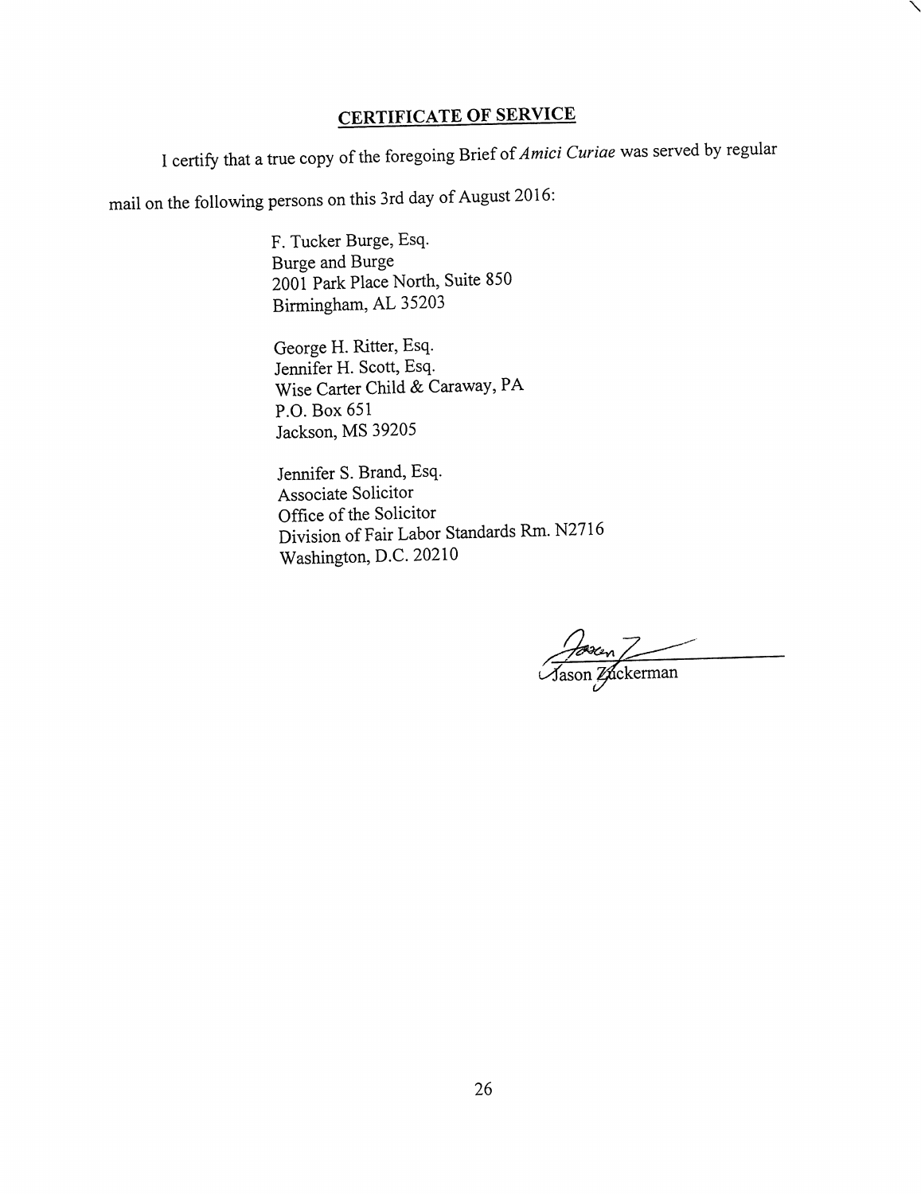## CERTIFICATE OF SERVICE

I certify that a true copy of the foregoing Brief of *Amici Curiae* was served by regular mail on the following persons on this 3rd day of August 2016:

F. Tucker Burge, Esq.
Burge and Burge
2001 Park Place North, Suite 850
Birmingham, AL 35203

George H. Ritter, Esq.
Jennifer H. Scott, Esq.
Wise Carter Child & Caraway, PA
P.O. Box 651
Jackson, MS 39205

Jennifer S. Brand, Esq.
Associate Solicitor
Office of the Solicitor
Division of Fair Labor Standards Rm. N2716
Washington, D.C. 20210

Jason Zuckerman